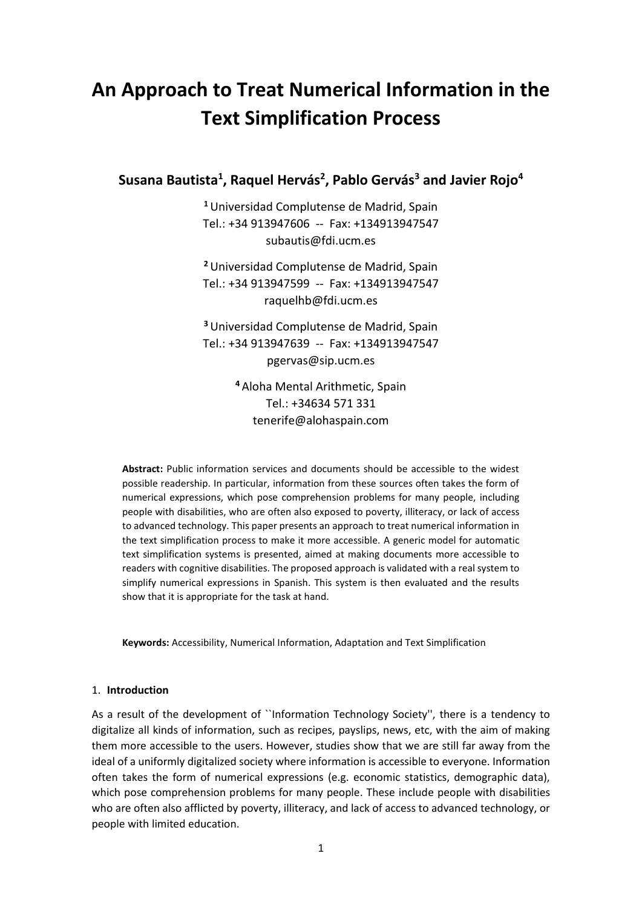# An Approach to Treat Numerical Information in the Text Simplification Process

**Susana Bautista[1], Raquel Hervás[2], Pablo Gervás[3] and Javier Rojo[4]**

[1] Universidad Complutense de Madrid, Spain
Tel.: +34 913947606 -- Fax: +134913947547
subautis@fdi.ucm.es

[2] Universidad Complutense de Madrid, Spain
Tel.: +34 913947599 -- Fax: +134913947547
raquelhb@fdi.ucm.es

[3] Universidad Complutense de Madrid, Spain
Tel.: +34 913947639 -- Fax: +134913947547
pgervas@sip.ucm.es

[4] Aloha Mental Arithmetic, Spain
Tel.: +34634 571 331
tenerife@alohaspain.com

**Abstract:** Public information services and documents should be accessible to the widest possible readership. In particular, information from these sources often takes the form of numerical expressions, which pose comprehension problems for many people, including people with disabilities, who are often also exposed to poverty, illiteracy, or lack of access to advanced technology. This paper presents an approach to treat numerical information in the text simplification process to make it more accessible. A generic model for automatic text simplification systems is presented, aimed at making documents more accessible to readers with cognitive disabilities. The proposed approach is validated with a real system to simplify numerical expressions in Spanish. This system is then evaluated and the results show that it is appropriate for the task at hand.

**Keywords:** Accessibility, Numerical Information, Adaptation and Text Simplification

## 1. Introduction

As a result of the development of ``Information Technology Society'', there is a tendency to digitalize all kinds of information, such as recipes, payslips, news, etc, with the aim of making them more accessible to the users. However, studies show that we are still far away from the ideal of a uniformly digitalized society where information is accessible to everyone. Information often takes the form of numerical expressions (e.g. economic statistics, demographic data), which pose comprehension problems for many people. These include people with disabilities who are often also afflicted by poverty, illiteracy, and lack of access to advanced technology, or people with limited education.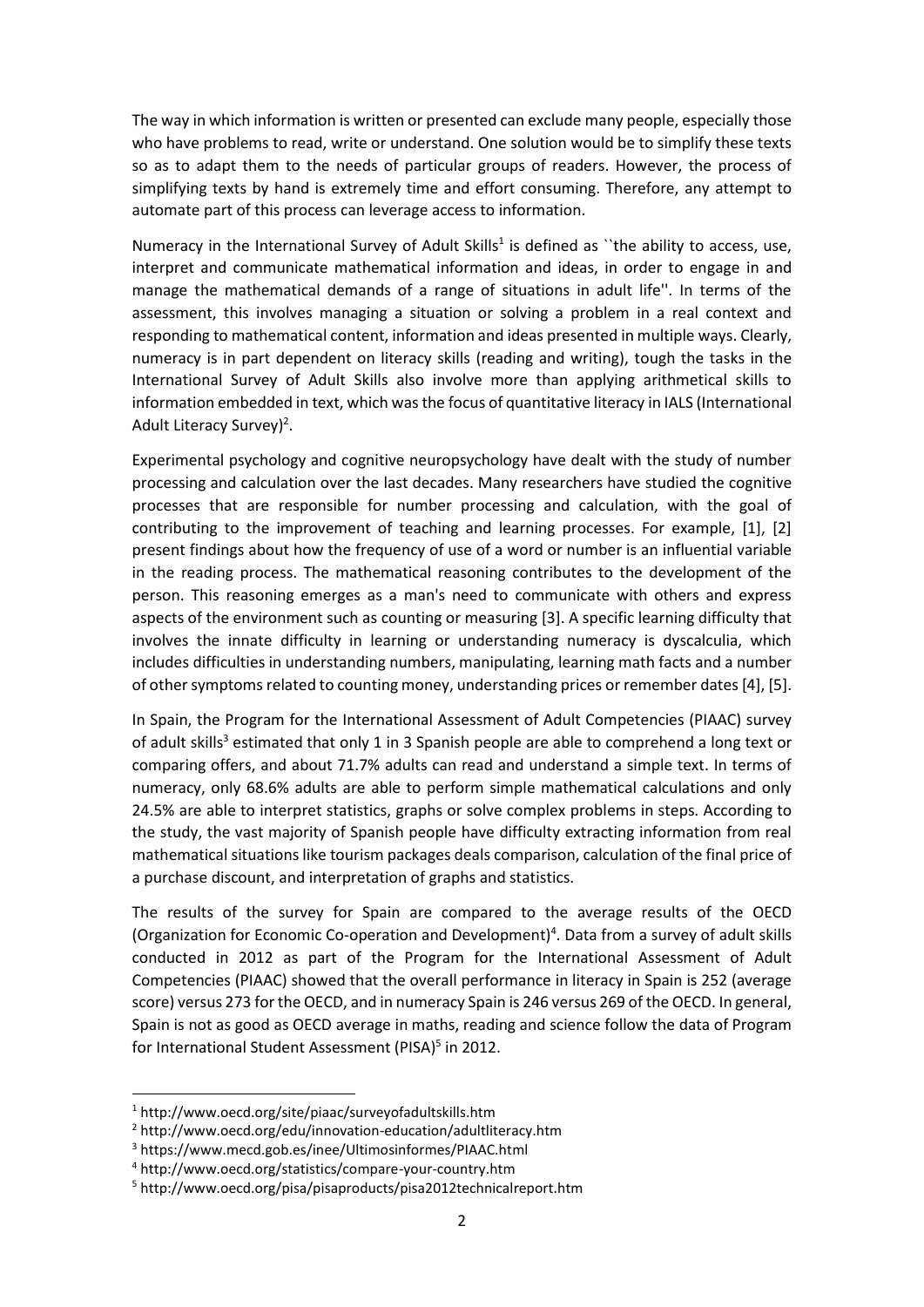The way in which information is written or presented can exclude many people, especially those who have problems to read, write or understand. One solution would be to simplify these texts so as to adapt them to the needs of particular groups of readers. However, the process of simplifying texts by hand is extremely time and effort consuming. Therefore, any attempt to automate part of this process can leverage access to information.

Numeracy in the International Survey of Adult Skills[1] is defined as ``the ability to access, use, interpret and communicate mathematical information and ideas, in order to engage in and manage the mathematical demands of a range of situations in adult life''. In terms of the assessment, this involves managing a situation or solving a problem in a real context and responding to mathematical content, information and ideas presented in multiple ways. Clearly, numeracy is in part dependent on literacy skills (reading and writing), tough the tasks in the International Survey of Adult Skills also involve more than applying arithmetical skills to information embedded in text, which was the focus of quantitative literacy in IALS (International Adult Literacy Survey)[2].

Experimental psychology and cognitive neuropsychology have dealt with the study of number processing and calculation over the last decades. Many researchers have studied the cognitive processes that are responsible for number processing and calculation, with the goal of contributing to the improvement of teaching and learning processes. For example, [1], [2] present findings about how the frequency of use of a word or number is an influential variable in the reading process. The mathematical reasoning contributes to the development of the person. This reasoning emerges as a man's need to communicate with others and express aspects of the environment such as counting or measuring [3]. A specific learning difficulty that involves the innate difficulty in learning or understanding numeracy is dyscalculia, which includes difficulties in understanding numbers, manipulating, learning math facts and a number of other symptoms related to counting money, understanding prices or remember dates [4], [5].

In Spain, the Program for the International Assessment of Adult Competencies (PIAAC) survey of adult skills[3] estimated that only 1 in 3 Spanish people are able to comprehend a long text or comparing offers, and about 71.7% adults can read and understand a simple text. In terms of numeracy, only 68.6% adults are able to perform simple mathematical calculations and only 24.5% are able to interpret statistics, graphs or solve complex problems in steps. According to the study, the vast majority of Spanish people have difficulty extracting information from real mathematical situations like tourism packages deals comparison, calculation of the final price of a purchase discount, and interpretation of graphs and statistics.

The results of the survey for Spain are compared to the average results of the OECD (Organization for Economic Co-operation and Development)[4]. Data from a survey of adult skills conducted in 2012 as part of the Program for the International Assessment of Adult Competencies (PIAAC) showed that the overall performance in literacy in Spain is 252 (average score) versus 273 for the OECD, and in numeracy Spain is 246 versus 269 of the OECD. In general, Spain is not as good as OECD average in maths, reading and science follow the data of Program for International Student Assessment (PISA)[5] in 2012.

---

[1] http://www.oecd.org/site/piaac/surveyofadultskills.htm

[2] http://www.oecd.org/edu/innovation-education/adultliteracy.htm

[3] https://www.mecd.gob.es/inee/Ultimosinformes/PIAAC.html

[4] http://www.oecd.org/statistics/compare-your-country.htm

[5] http://www.oecd.org/pisa/pisaproducts/pisa2012technicalreport.htm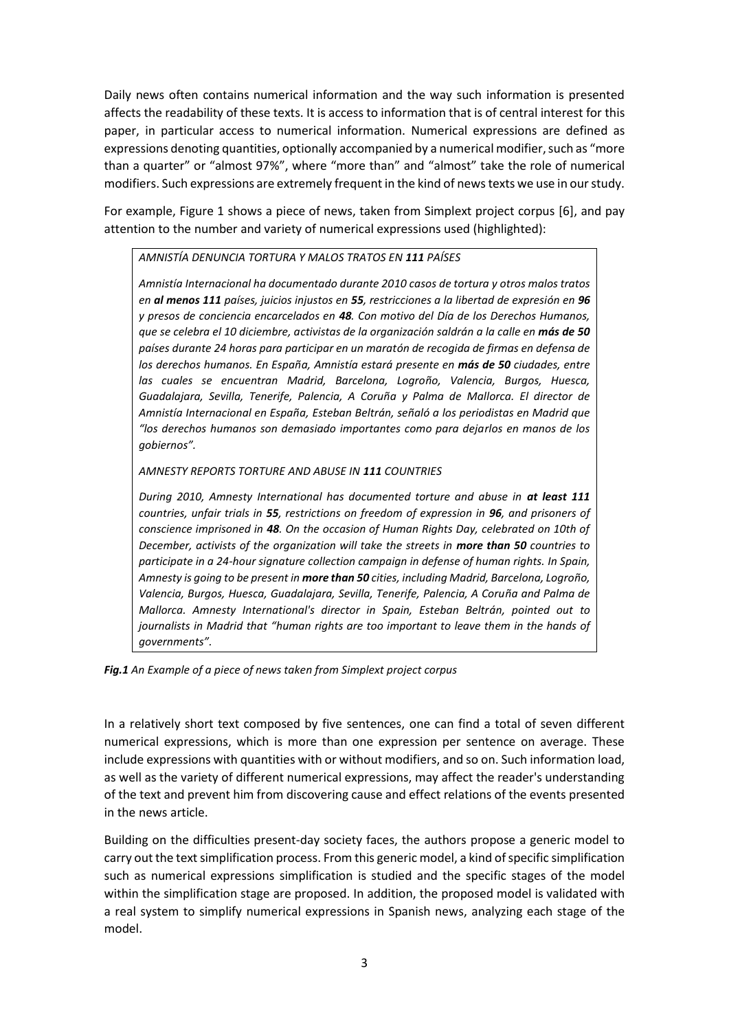Daily news often contains numerical information and the way such information is presented affects the readability of these texts. It is access to information that is of central interest for this paper, in particular access to numerical information. Numerical expressions are defined as expressions denoting quantities, optionally accompanied by a numerical modifier, such as "more than a quarter" or "almost 97%", where "more than" and "almost" take the role of numerical modifiers. Such expressions are extremely frequent in the kind of news texts we use in our study.

For example, Figure 1 shows a piece of news, taken from Simplext project corpus [6], and pay attention to the number and variety of numerical expressions used (highlighted):

> *AMNISTÍA DENUNCIA TORTURA Y MALOS TRATOS EN **111** PAÍSES*
>
> *Amnistía Internacional ha documentado durante 2010 casos de tortura y otros malos tratos en **al menos 111** países, juicios injustos en **55**, restricciones a la libertad de expresión en **96** y presos de conciencia encarcelados en **48**. Con motivo del Día de los Derechos Humanos, que se celebra el 10 diciembre, activistas de la organización saldrán a la calle en **más de 50** países durante 24 horas para participar en un maratón de recogida de firmas en defensa de los derechos humanos. En España, Amnistía estará presente en **más de 50** ciudades, entre las cuales se encuentran Madrid, Barcelona, Logroño, Valencia, Burgos, Huesca, Guadalajara, Sevilla, Tenerife, Palencia, A Coruña y Palma de Mallorca. El director de Amnistía Internacional en España, Esteban Beltrán, señaló a los periodistas en Madrid que "los derechos humanos son demasiado importantes como para dejarlos en manos de los gobiernos".*
>
> *AMNESTY REPORTS TORTURE AND ABUSE IN **111** COUNTRIES*
>
> *During 2010, Amnesty International has documented torture and abuse in **at least 111** countries, unfair trials in **55**, restrictions on freedom of expression in **96**, and prisoners of conscience imprisoned in **48**. On the occasion of Human Rights Day, celebrated on 10th of December, activists of the organization will take the streets in **more than 50** countries to participate in a 24-hour signature collection campaign in defense of human rights. In Spain, Amnesty is going to be present in **more than 50** cities, including Madrid, Barcelona, Logroño, Valencia, Burgos, Huesca, Guadalajara, Sevilla, Tenerife, Palencia, A Coruña and Palma de Mallorca. Amnesty International's director in Spain, Esteban Beltrán, pointed out to journalists in Madrid that "human rights are too important to leave them in the hands of governments".*

***Fig.1*** *An Example of a piece of news taken from Simplext project corpus*

In a relatively short text composed by five sentences, one can find a total of seven different numerical expressions, which is more than one expression per sentence on average. These include expressions with quantities with or without modifiers, and so on. Such information load, as well as the variety of different numerical expressions, may affect the reader's understanding of the text and prevent him from discovering cause and effect relations of the events presented in the news article.

Building on the difficulties present-day society faces, the authors propose a generic model to carry out the text simplification process. From this generic model, a kind of specific simplification such as numerical expressions simplification is studied and the specific stages of the model within the simplification stage are proposed. In addition, the proposed model is validated with a real system to simplify numerical expressions in Spanish news, analyzing each stage of the model.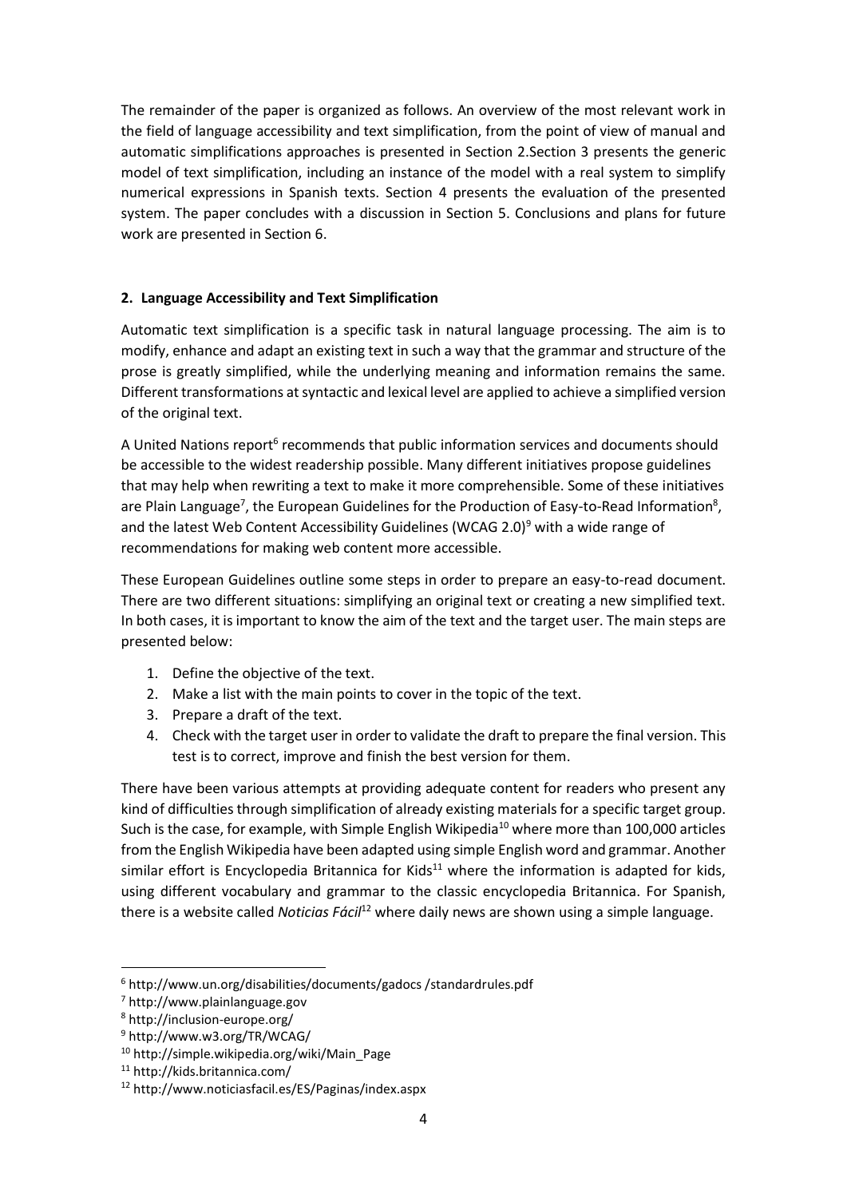The remainder of the paper is organized as follows. An overview of the most relevant work in the field of language accessibility and text simplification, from the point of view of manual and automatic simplifications approaches is presented in Section 2.Section 3 presents the generic model of text simplification, including an instance of the model with a real system to simplify numerical expressions in Spanish texts. Section 4 presents the evaluation of the presented system. The paper concludes with a discussion in Section 5. Conclusions and plans for future work are presented in Section 6.

## 2. Language Accessibility and Text Simplification

Automatic text simplification is a specific task in natural language processing. The aim is to modify, enhance and adapt an existing text in such a way that the grammar and structure of the prose is greatly simplified, while the underlying meaning and information remains the same. Different transformations at syntactic and lexical level are applied to achieve a simplified version of the original text.

A United Nations report[6] recommends that public information services and documents should be accessible to the widest readership possible. Many different initiatives propose guidelines that may help when rewriting a text to make it more comprehensible. Some of these initiatives are Plain Language[7], the European Guidelines for the Production of Easy-to-Read Information[8], and the latest Web Content Accessibility Guidelines (WCAG 2.0)[9] with a wide range of recommendations for making web content more accessible.

These European Guidelines outline some steps in order to prepare an easy-to-read document. There are two different situations: simplifying an original text or creating a new simplified text. In both cases, it is important to know the aim of the text and the target user. The main steps are presented below:

1. Define the objective of the text.
2. Make a list with the main points to cover in the topic of the text.
3. Prepare a draft of the text.
4. Check with the target user in order to validate the draft to prepare the final version. This test is to correct, improve and finish the best version for them.

There have been various attempts at providing adequate content for readers who present any kind of difficulties through simplification of already existing materials for a specific target group. Such is the case, for example, with Simple English Wikipedia[10] where more than 100,000 articles from the English Wikipedia have been adapted using simple English word and grammar. Another similar effort is Encyclopedia Britannica for Kids[11] where the information is adapted for kids, using different vocabulary and grammar to the classic encyclopedia Britannica. For Spanish, there is a website called *Noticias Fácil*[12] where daily news are shown using a simple language.

---

[6] http://www.un.org/disabilities/documents/gadocs /standardrules.pdf

[7] http://www.plainlanguage.gov

[8] http://inclusion-europe.org/

[9] http://www.w3.org/TR/WCAG/

[10] http://simple.wikipedia.org/wiki/Main_Page

[11] http://kids.britannica.com/

[12] http://www.noticiasfacil.es/ES/Paginas/index.aspx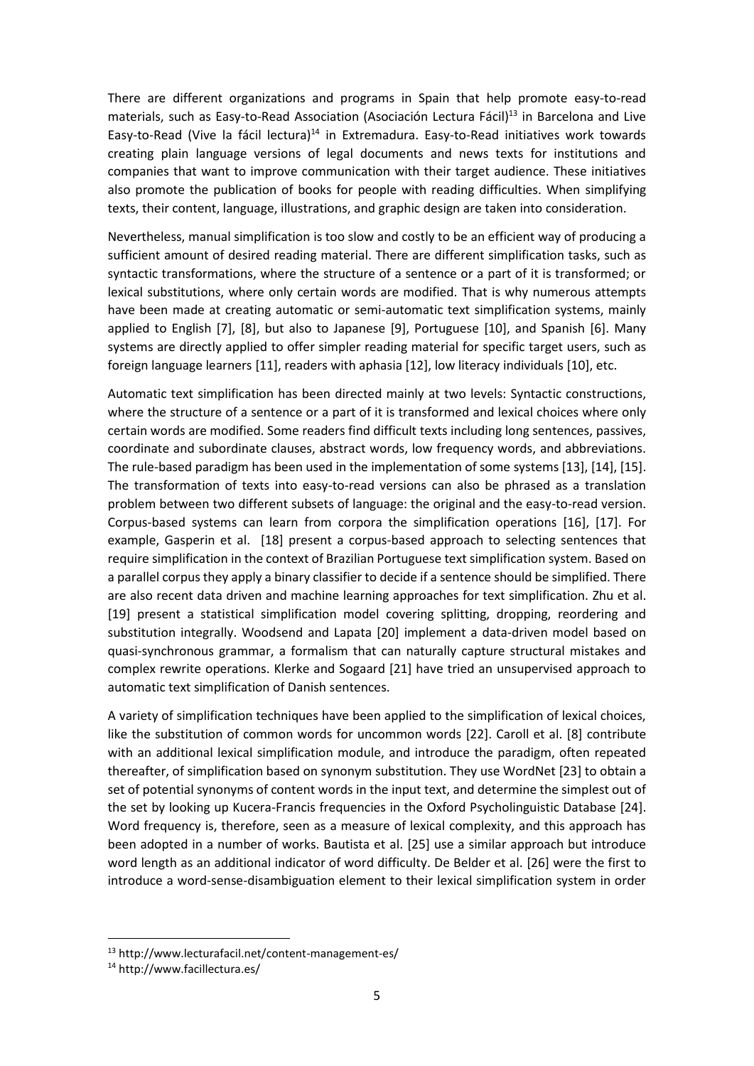There are different organizations and programs in Spain that help promote easy-to-read materials, such as Easy-to-Read Association (Asociación Lectura Fácil)[13] in Barcelona and Live Easy-to-Read (Vive la fácil lectura)[14] in Extremadura. Easy-to-Read initiatives work towards creating plain language versions of legal documents and news texts for institutions and companies that want to improve communication with their target audience. These initiatives also promote the publication of books for people with reading difficulties. When simplifying texts, their content, language, illustrations, and graphic design are taken into consideration.

Nevertheless, manual simplification is too slow and costly to be an efficient way of producing a sufficient amount of desired reading material. There are different simplification tasks, such as syntactic transformations, where the structure of a sentence or a part of it is transformed; or lexical substitutions, where only certain words are modified. That is why numerous attempts have been made at creating automatic or semi-automatic text simplification systems, mainly applied to English [7], [8], but also to Japanese [9], Portuguese [10], and Spanish [6]. Many systems are directly applied to offer simpler reading material for specific target users, such as foreign language learners [11], readers with aphasia [12], low literacy individuals [10], etc.

Automatic text simplification has been directed mainly at two levels: Syntactic constructions, where the structure of a sentence or a part of it is transformed and lexical choices where only certain words are modified. Some readers find difficult texts including long sentences, passives, coordinate and subordinate clauses, abstract words, low frequency words, and abbreviations. The rule-based paradigm has been used in the implementation of some systems [13], [14], [15]. The transformation of texts into easy-to-read versions can also be phrased as a translation problem between two different subsets of language: the original and the easy-to-read version. Corpus-based systems can learn from corpora the simplification operations [16], [17]. For example, Gasperin et al. [18] present a corpus-based approach to selecting sentences that require simplification in the context of Brazilian Portuguese text simplification system. Based on a parallel corpus they apply a binary classifier to decide if a sentence should be simplified. There are also recent data driven and machine learning approaches for text simplification. Zhu et al. [19] present a statistical simplification model covering splitting, dropping, reordering and substitution integrally. Woodsend and Lapata [20] implement a data-driven model based on quasi-synchronous grammar, a formalism that can naturally capture structural mistakes and complex rewrite operations. Klerke and Sogaard [21] have tried an unsupervised approach to automatic text simplification of Danish sentences.

A variety of simplification techniques have been applied to the simplification of lexical choices, like the substitution of common words for uncommon words [22]. Caroll et al. [8] contribute with an additional lexical simplification module, and introduce the paradigm, often repeated thereafter, of simplification based on synonym substitution. They use WordNet [23] to obtain a set of potential synonyms of content words in the input text, and determine the simplest out of the set by looking up Kucera-Francis frequencies in the Oxford Psycholinguistic Database [24]. Word frequency is, therefore, seen as a measure of lexical complexity, and this approach has been adopted in a number of works. Bautista et al. [25] use a similar approach but introduce word length as an additional indicator of word difficulty. De Belder et al. [26] were the first to introduce a word-sense-disambiguation element to their lexical simplification system in order

[13] http://www.lecturafacil.net/content-management-es/

[14] http://www.facillectura.es/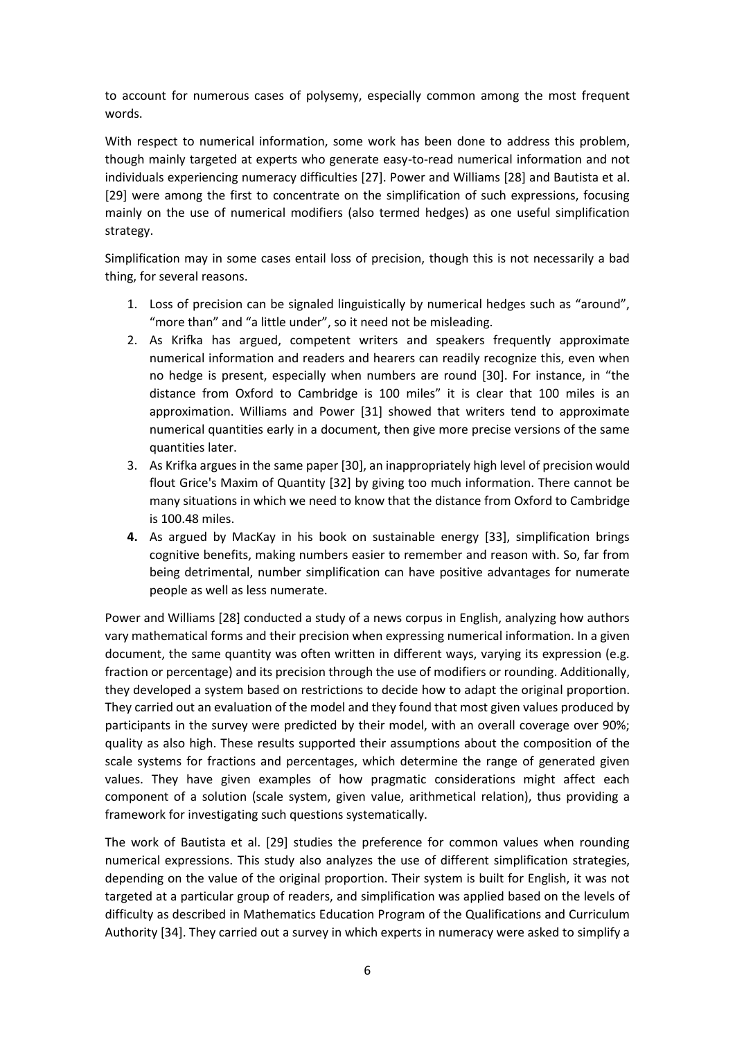to account for numerous cases of polysemy, especially common among the most frequent words.

With respect to numerical information, some work has been done to address this problem, though mainly targeted at experts who generate easy-to-read numerical information and not individuals experiencing numeracy difficulties [27]. Power and Williams [28] and Bautista et al. [29] were among the first to concentrate on the simplification of such expressions, focusing mainly on the use of numerical modifiers (also termed hedges) as one useful simplification strategy.

Simplification may in some cases entail loss of precision, though this is not necessarily a bad thing, for several reasons.

1. Loss of precision can be signaled linguistically by numerical hedges such as "around", "more than" and "a little under", so it need not be misleading.
2. As Krifka has argued, competent writers and speakers frequently approximate numerical information and readers and hearers can readily recognize this, even when no hedge is present, especially when numbers are round [30]. For instance, in "the distance from Oxford to Cambridge is 100 miles" it is clear that 100 miles is an approximation. Williams and Power [31] showed that writers tend to approximate numerical quantities early in a document, then give more precise versions of the same quantities later.
3. As Krifka argues in the same paper [30], an inappropriately high level of precision would flout Grice's Maxim of Quantity [32] by giving too much information. There cannot be many situations in which we need to know that the distance from Oxford to Cambridge is 100.48 miles.
4. As argued by MacKay in his book on sustainable energy [33], simplification brings cognitive benefits, making numbers easier to remember and reason with. So, far from being detrimental, number simplification can have positive advantages for numerate people as well as less numerate.

Power and Williams [28] conducted a study of a news corpus in English, analyzing how authors vary mathematical forms and their precision when expressing numerical information. In a given document, the same quantity was often written in different ways, varying its expression (e.g. fraction or percentage) and its precision through the use of modifiers or rounding. Additionally, they developed a system based on restrictions to decide how to adapt the original proportion. They carried out an evaluation of the model and they found that most given values produced by participants in the survey were predicted by their model, with an overall coverage over 90%; quality as also high. These results supported their assumptions about the composition of the scale systems for fractions and percentages, which determine the range of generated given values. They have given examples of how pragmatic considerations might affect each component of a solution (scale system, given value, arithmetical relation), thus providing a framework for investigating such questions systematically.

The work of Bautista et al. [29] studies the preference for common values when rounding numerical expressions. This study also analyzes the use of different simplification strategies, depending on the value of the original proportion. Their system is built for English, it was not targeted at a particular group of readers, and simplification was applied based on the levels of difficulty as described in Mathematics Education Program of the Qualifications and Curriculum Authority [34]. They carried out a survey in which experts in numeracy were asked to simplify a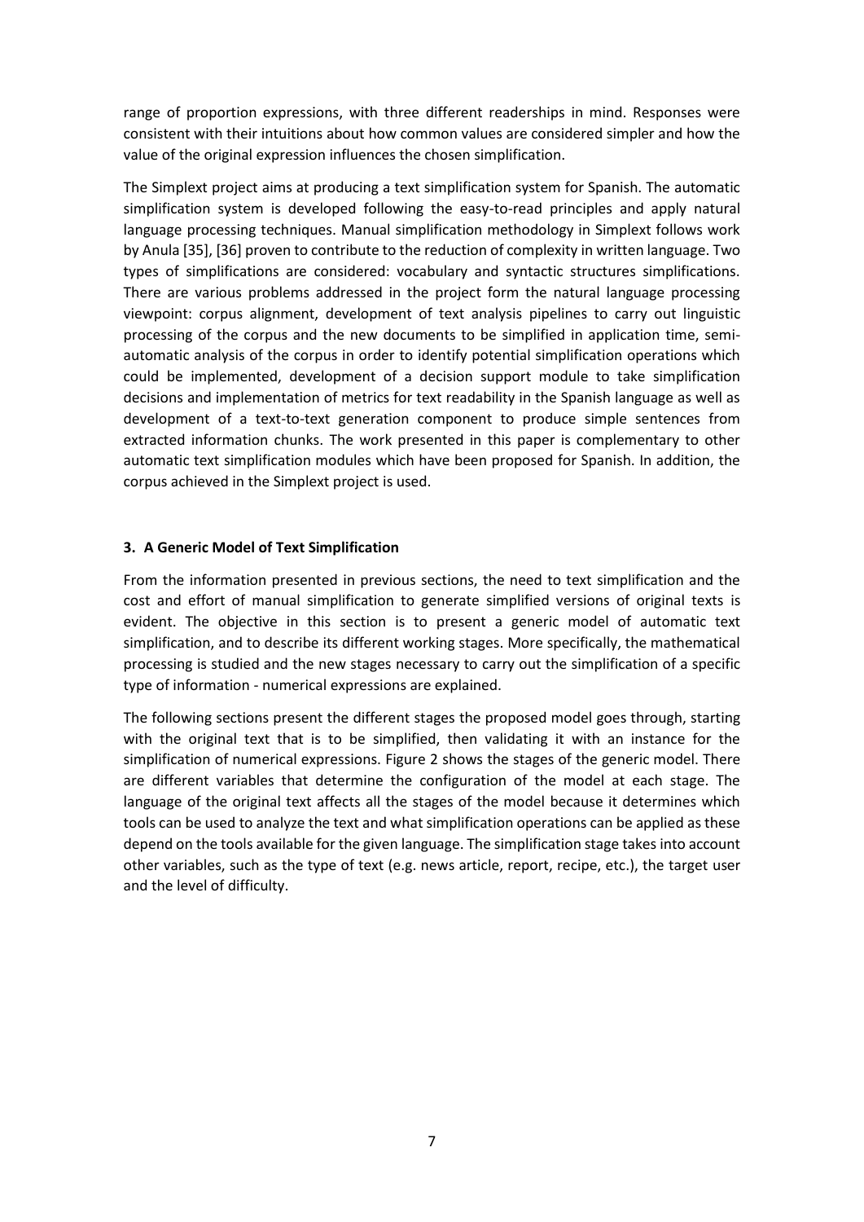range of proportion expressions, with three different readerships in mind. Responses were consistent with their intuitions about how common values are considered simpler and how the value of the original expression influences the chosen simplification.

The Simplext project aims at producing a text simplification system for Spanish. The automatic simplification system is developed following the easy-to-read principles and apply natural language processing techniques. Manual simplification methodology in Simplext follows work by Anula [35], [36] proven to contribute to the reduction of complexity in written language. Two types of simplifications are considered: vocabulary and syntactic structures simplifications. There are various problems addressed in the project form the natural language processing viewpoint: corpus alignment, development of text analysis pipelines to carry out linguistic processing of the corpus and the new documents to be simplified in application time, semi-automatic analysis of the corpus in order to identify potential simplification operations which could be implemented, development of a decision support module to take simplification decisions and implementation of metrics for text readability in the Spanish language as well as development of a text-to-text generation component to produce simple sentences from extracted information chunks. The work presented in this paper is complementary to other automatic text simplification modules which have been proposed for Spanish. In addition, the corpus achieved in the Simplext project is used.

## 3. A Generic Model of Text Simplification

From the information presented in previous sections, the need to text simplification and the cost and effort of manual simplification to generate simplified versions of original texts is evident. The objective in this section is to present a generic model of automatic text simplification, and to describe its different working stages. More specifically, the mathematical processing is studied and the new stages necessary to carry out the simplification of a specific type of information - numerical expressions are explained.

The following sections present the different stages the proposed model goes through, starting with the original text that is to be simplified, then validating it with an instance for the simplification of numerical expressions. Figure 2 shows the stages of the generic model. There are different variables that determine the configuration of the model at each stage. The language of the original text affects all the stages of the model because it determines which tools can be used to analyze the text and what simplification operations can be applied as these depend on the tools available for the given language. The simplification stage takes into account other variables, such as the type of text (e.g. news article, report, recipe, etc.), the target user and the level of difficulty.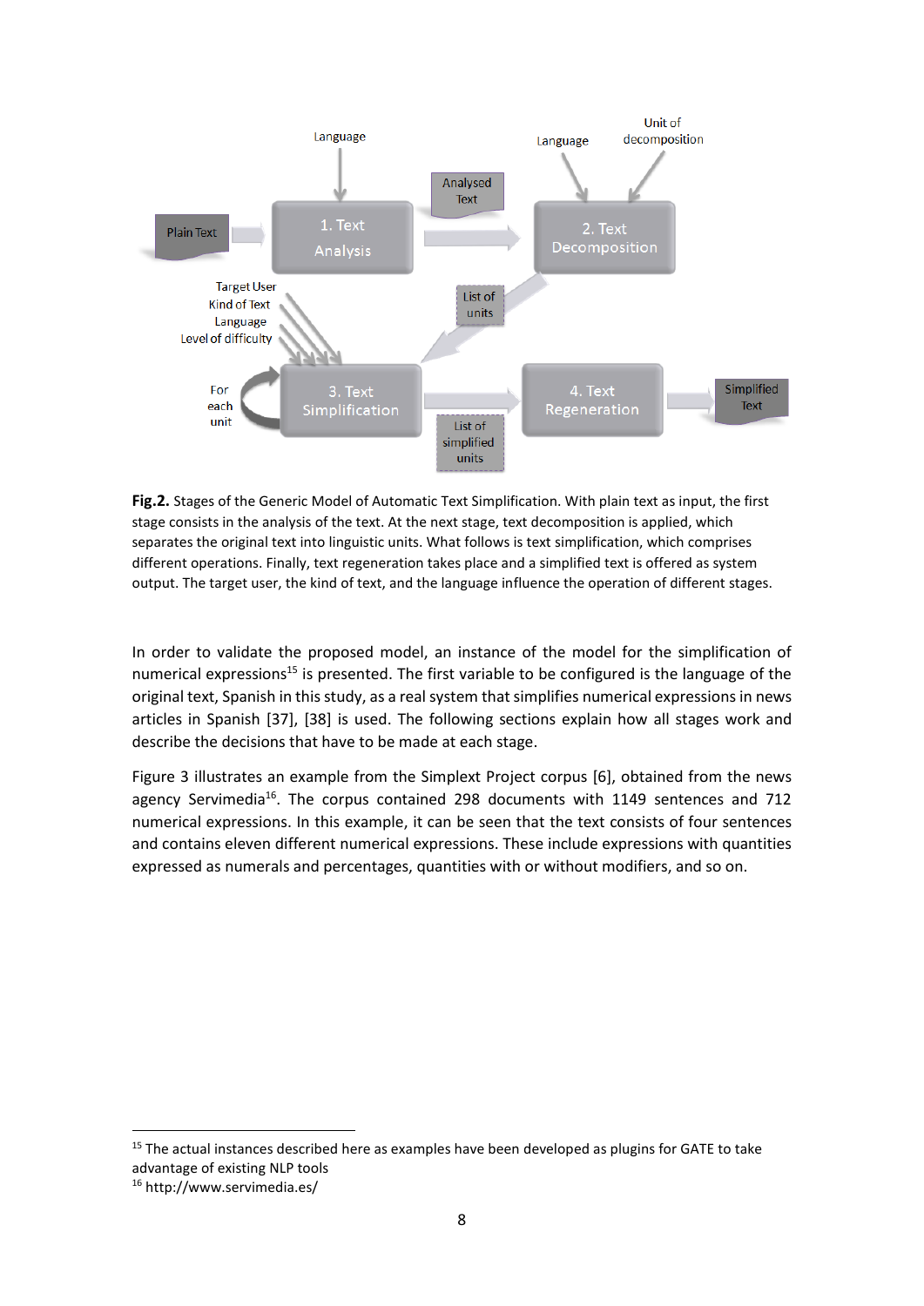**Fig.2.** Stages of the Generic Model of Automatic Text Simplification. With plain text as input, the first stage consists in the analysis of the text. At the next stage, text decomposition is applied, which separates the original text into linguistic units. What follows is text simplification, which comprises different operations. Finally, text regeneration takes place and a simplified text is offered as system output. The target user, the kind of text, and the language influence the operation of different stages.

In order to validate the proposed model, an instance of the model for the simplification of numerical expressions[15] is presented. The first variable to be configured is the language of the original text, Spanish in this study, as a real system that simplifies numerical expressions in news articles in Spanish [37], [38] is used. The following sections explain how all stages work and describe the decisions that have to be made at each stage.

Figure 3 illustrates an example from the Simplext Project corpus [6], obtained from the news agency Servimedia[16]. The corpus contained 298 documents with 1149 sentences and 712 numerical expressions. In this example, it can be seen that the text consists of four sentences and contains eleven different numerical expressions. These include expressions with quantities expressed as numerals and percentages, quantities with or without modifiers, and so on.

---

[15] The actual instances described here as examples have been developed as plugins for GATE to take advantage of existing NLP tools

[16] http://www.servimedia.es/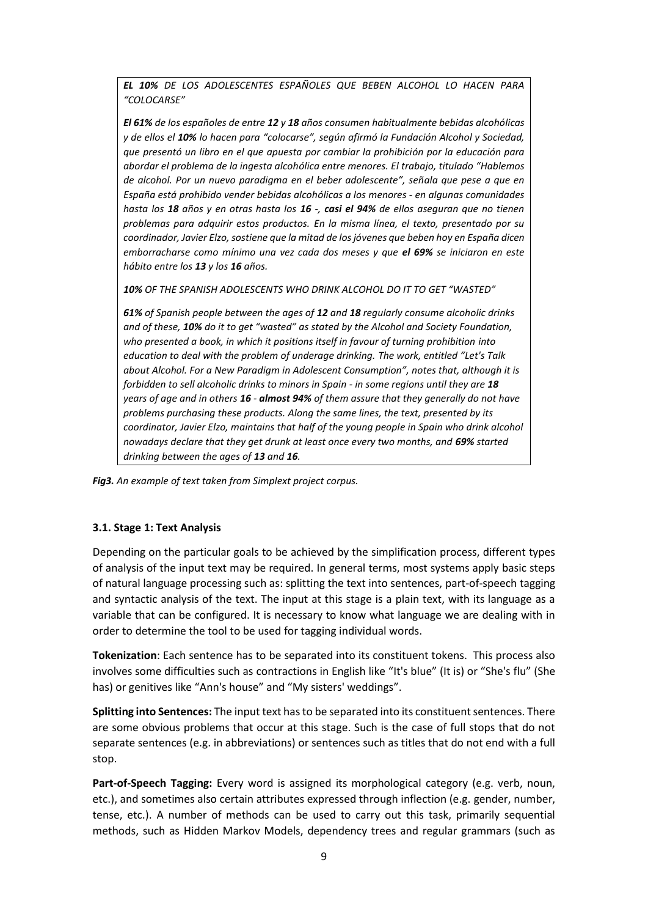> ***EL 10%** DE LOS ADOLESCENTES ESPAÑOLES QUE BEBEN ALCOHOL LO HACEN PARA "COLOCARSE"*
>
> ***El 61%** de los españoles de entre **12** y **18** años consumen habitualmente bebidas alcohólicas y de ellos el **10%** lo hacen para "colocarse", según afirmó la Fundación Alcohol y Sociedad, que presentó un libro en el que apuesta por cambiar la prohibición por la educación para abordar el problema de la ingesta alcohólica entre menores. El trabajo, titulado "Hablemos de alcohol. Por un nuevo paradigma en el beber adolescente", señala que pese a que en España está prohibido vender bebidas alcohólicas a los menores - en algunas comunidades hasta los **18** años y en otras hasta los **16** -, **casi el 94%** de ellos aseguran que no tienen problemas para adquirir estos productos. En la misma línea, el texto, presentado por su coordinador, Javier Elzo, sostiene que la mitad de los jóvenes que beben hoy en España dicen emborracharse como mínimo una vez cada dos meses y que **el 69%** se iniciaron en este hábito entre los **13** y los **16** años.*
>
> ***10%** OF THE SPANISH ADOLESCENTS WHO DRINK ALCOHOL DO IT TO GET "WASTED"*
>
> ***61%** of Spanish people between the ages of **12** and **18** regularly consume alcoholic drinks and of these, **10%** do it to get "wasted" as stated by the Alcohol and Society Foundation, who presented a book, in which it positions itself in favour of turning prohibition into education to deal with the problem of underage drinking. The work, entitled "Let's Talk about Alcohol. For a New Paradigm in Adolescent Consumption", notes that, although it is forbidden to sell alcoholic drinks to minors in Spain - in some regions until they are **18** years of age and in others **16** - **almost 94%** of them assure that they generally do not have problems purchasing these products. Along the same lines, the text, presented by its coordinator, Javier Elzo, maintains that half of the young people in Spain who drink alcohol nowadays declare that they get drunk at least once every two months, and **69%** started drinking between the ages of **13** and **16**.*

***Fig3.*** *An example of text taken from Simplext project corpus.*

### 3.1. Stage 1: Text Analysis

Depending on the particular goals to be achieved by the simplification process, different types of analysis of the input text may be required. In general terms, most systems apply basic steps of natural language processing such as: splitting the text into sentences, part-of-speech tagging and syntactic analysis of the text. The input at this stage is a plain text, with its language as a variable that can be configured. It is necessary to know what language we are dealing with in order to determine the tool to be used for tagging individual words.

**Tokenization**: Each sentence has to be separated into its constituent tokens. This process also involves some difficulties such as contractions in English like "It's blue" (It is) or "She's flu" (She has) or genitives like "Ann's house" and "My sisters' weddings".

**Splitting into Sentences:** The input text has to be separated into its constituent sentences. There are some obvious problems that occur at this stage. Such is the case of full stops that do not separate sentences (e.g. in abbreviations) or sentences such as titles that do not end with a full stop.

**Part-of-Speech Tagging:** Every word is assigned its morphological category (e.g. verb, noun, etc.), and sometimes also certain attributes expressed through inflection (e.g. gender, number, tense, etc.). A number of methods can be used to carry out this task, primarily sequential methods, such as Hidden Markov Models, dependency trees and regular grammars (such as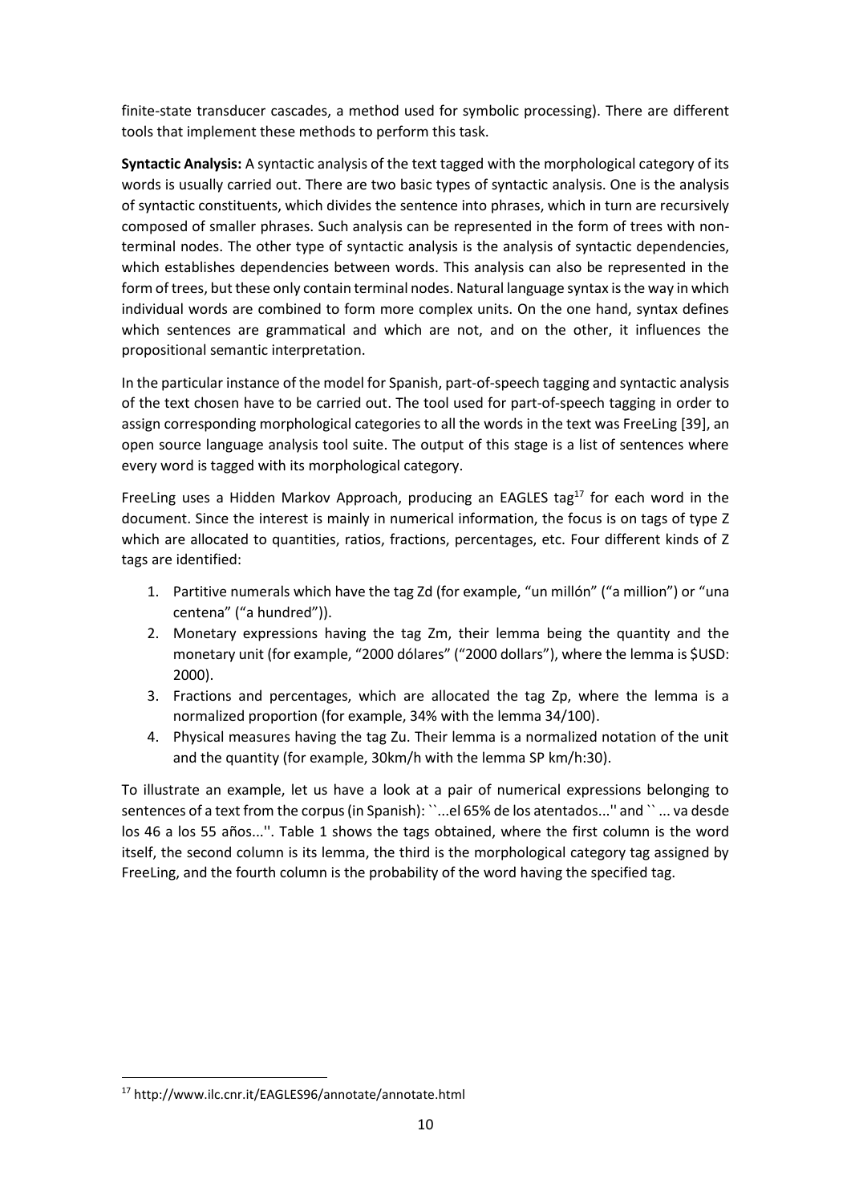finite-state transducer cascades, a method used for symbolic processing). There are different tools that implement these methods to perform this task.

**Syntactic Analysis:** A syntactic analysis of the text tagged with the morphological category of its words is usually carried out. There are two basic types of syntactic analysis. One is the analysis of syntactic constituents, which divides the sentence into phrases, which in turn are recursively composed of smaller phrases. Such analysis can be represented in the form of trees with non-terminal nodes. The other type of syntactic analysis is the analysis of syntactic dependencies, which establishes dependencies between words. This analysis can also be represented in the form of trees, but these only contain terminal nodes. Natural language syntax is the way in which individual words are combined to form more complex units. On the one hand, syntax defines which sentences are grammatical and which are not, and on the other, it influences the propositional semantic interpretation.

In the particular instance of the model for Spanish, part-of-speech tagging and syntactic analysis of the text chosen have to be carried out. The tool used for part-of-speech tagging in order to assign corresponding morphological categories to all the words in the text was FreeLing [39], an open source language analysis tool suite. The output of this stage is a list of sentences where every word is tagged with its morphological category.

FreeLing uses a Hidden Markov Approach, producing an EAGLES tag[17] for each word in the document. Since the interest is mainly in numerical information, the focus is on tags of type Z which are allocated to quantities, ratios, fractions, percentages, etc. Four different kinds of Z tags are identified:

1. Partitive numerals which have the tag Zd (for example, "un millón" ("a million") or "una centena" ("a hundred")).
2. Monetary expressions having the tag Zm, their lemma being the quantity and the monetary unit (for example, "2000 dólares" ("2000 dollars"), where the lemma is $USD: 2000).
3. Fractions and percentages, which are allocated the tag Zp, where the lemma is a normalized proportion (for example, 34% with the lemma 34/100).
4. Physical measures having the tag Zu. Their lemma is a normalized notation of the unit and the quantity (for example, 30km/h with the lemma SP km/h:30).

To illustrate an example, let us have a look at a pair of numerical expressions belonging to sentences of a text from the corpus (in Spanish): ``...el 65% de los atentados...'' and `` ... va desde los 46 a los 55 años...''. Table 1 shows the tags obtained, where the first column is the word itself, the second column is its lemma, the third is the morphological category tag assigned by FreeLing, and the fourth column is the probability of the word having the specified tag.

[17] http://www.ilc.cnr.it/EAGLES96/annotate/annotate.html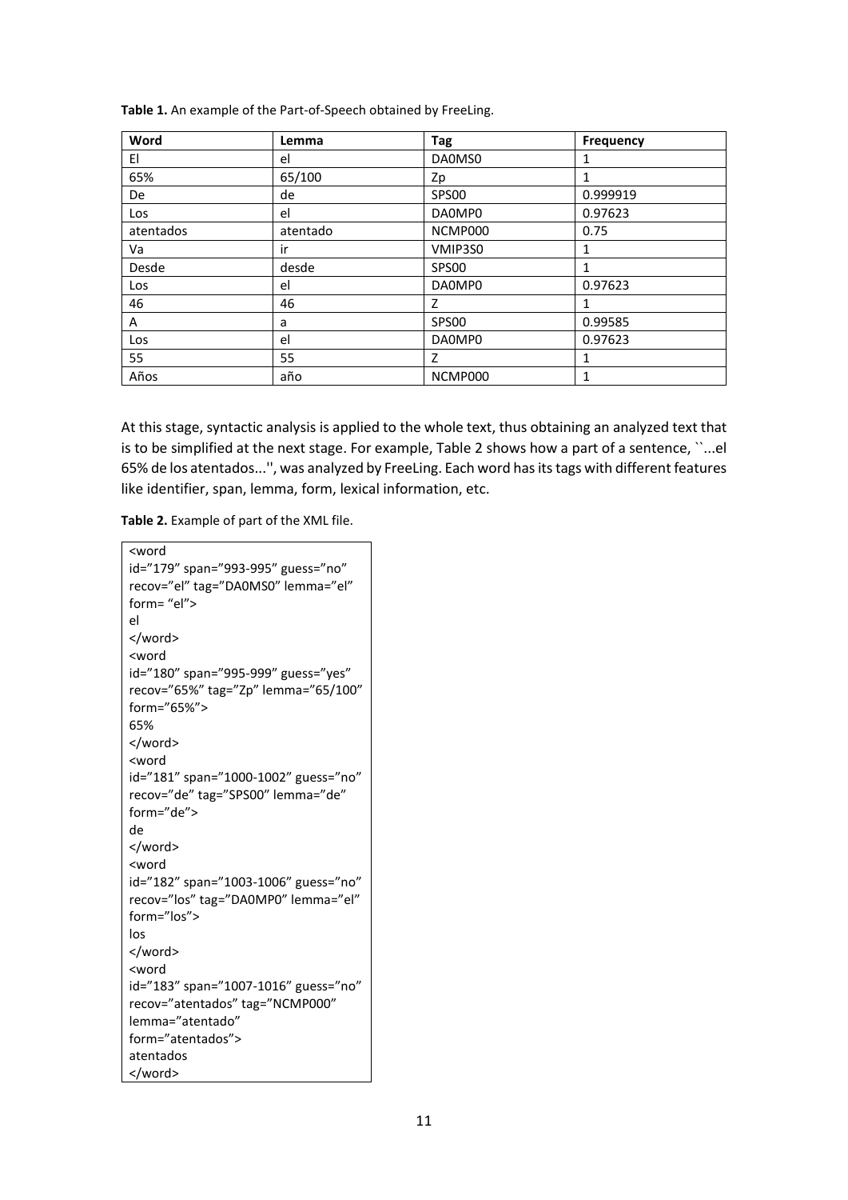**Table 1.** An example of the Part-of-Speech obtained by FreeLing.

| Word | Lemma | Tag | Frequency |
|---|---|---|---|
| El | el | DA0MS0 | 1 |
| 65% | 65/100 | Zp | 1 |
| De | de | SPS00 | 0.999919 |
| Los | el | DA0MP0 | 0.97623 |
| atentados | atentado | NCMP000 | 0.75 |
| Va | ir | VMIP3S0 | 1 |
| Desde | desde | SPS00 | 1 |
| Los | el | DA0MP0 | 0.97623 |
| 46 | 46 | Z | 1 |
| A | a | SPS00 | 0.99585 |
| Los | el | DA0MP0 | 0.97623 |
| 55 | 55 | Z | 1 |
| Años | año | NCMP000 | 1 |

At this stage, syntactic analysis is applied to the whole text, thus obtaining an analyzed text that is to be simplified at the next stage. For example, Table 2 shows how a part of a sentence, ``...el 65% de los atentados...'', was analyzed by FreeLing. Each word has its tags with different features like identifier, span, lemma, form, lexical information, etc.

**Table 2.** Example of part of the XML file.

```
<word
id="179" span="993-995" guess="no"
recov="el" tag="DA0MS0" lemma="el"
form= "el">
el
</word>
<word
id="180" span="995-999" guess="yes"
recov="65%" tag="Zp" lemma="65/100"
form="65%">
65%
</word>
<word
id="181" span="1000-1002" guess="no"
recov="de" tag="SPS00" lemma="de"
form="de">
de
</word>
<word
id="182" span="1003-1006" guess="no"
recov="los" tag="DA0MP0" lemma="el"
form="los">
los
</word>
<word
id="183" span="1007-1016" guess="no"
recov="atentados" tag="NCMP000"
lemma="atentado"
form="atentados">
atentados
</word>
```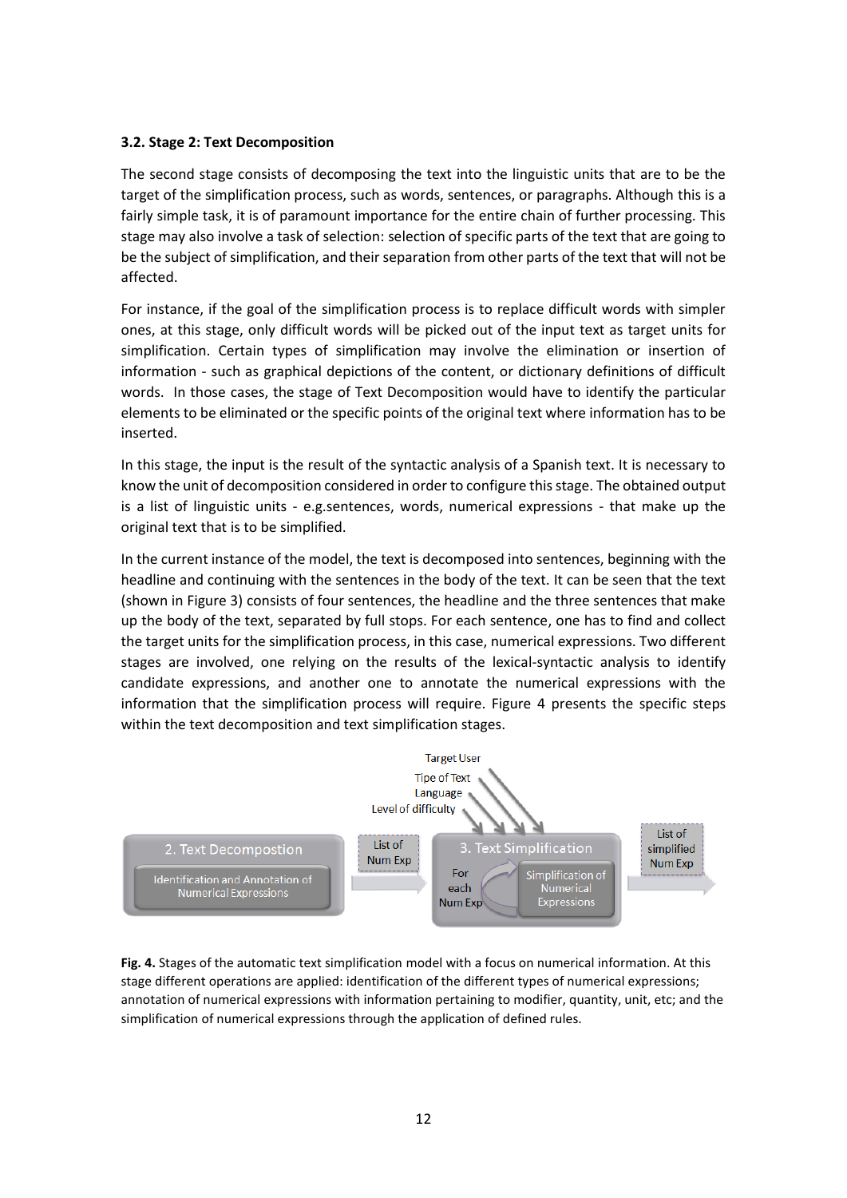### 3.2. Stage 2: Text Decomposition

The second stage consists of decomposing the text into the linguistic units that are to be the target of the simplification process, such as words, sentences, or paragraphs. Although this is a fairly simple task, it is of paramount importance for the entire chain of further processing. This stage may also involve a task of selection: selection of specific parts of the text that are going to be the subject of simplification, and their separation from other parts of the text that will not be affected.

For instance, if the goal of the simplification process is to replace difficult words with simpler ones, at this stage, only difficult words will be picked out of the input text as target units for simplification. Certain types of simplification may involve the elimination or insertion of information - such as graphical depictions of the content, or dictionary definitions of difficult words. In those cases, the stage of Text Decomposition would have to identify the particular elements to be eliminated or the specific points of the original text where information has to be inserted.

In this stage, the input is the result of the syntactic analysis of a Spanish text. It is necessary to know the unit of decomposition considered in order to configure this stage. The obtained output is a list of linguistic units - e.g.sentences, words, numerical expressions - that make up the original text that is to be simplified.

In the current instance of the model, the text is decomposed into sentences, beginning with the headline and continuing with the sentences in the body of the text. It can be seen that the text (shown in Figure 3) consists of four sentences, the headline and the three sentences that make up the body of the text, separated by full stops. For each sentence, one has to find and collect the target units for the simplification process, in this case, numerical expressions. Two different stages are involved, one relying on the results of the lexical-syntactic analysis to identify candidate expressions, and another one to annotate the numerical expressions with the information that the simplification process will require. Figure 4 presents the specific steps within the text decomposition and text simplification stages.

**Fig. 4.** Stages of the automatic text simplification model with a focus on numerical information. At this stage different operations are applied: identification of the different types of numerical expressions; annotation of numerical expressions with information pertaining to modifier, quantity, unit, etc; and the simplification of numerical expressions through the application of defined rules.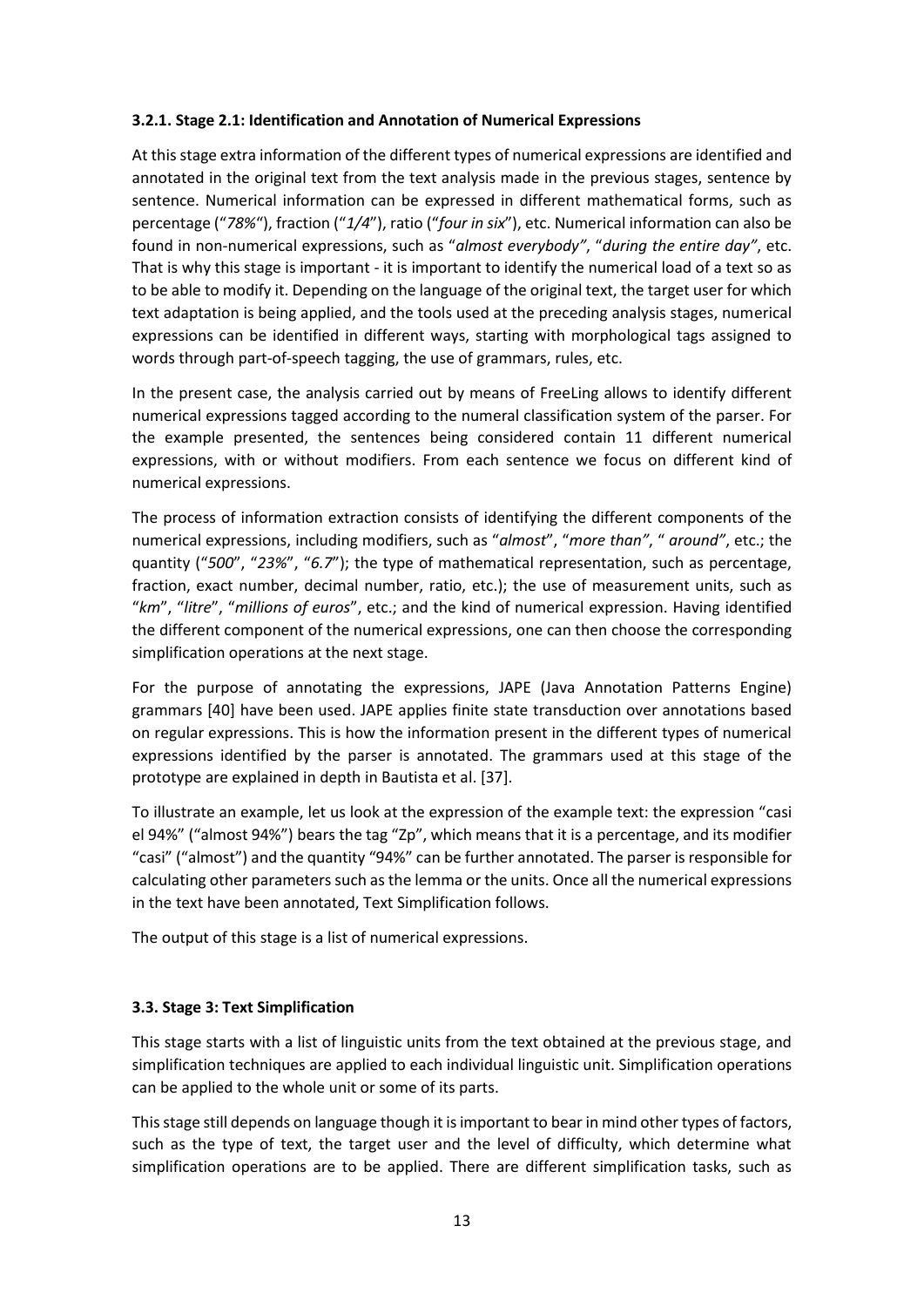### 3.2.1. Stage 2.1: Identification and Annotation of Numerical Expressions

At this stage extra information of the different types of numerical expressions are identified and annotated in the original text from the text analysis made in the previous stages, sentence by sentence. Numerical information can be expressed in different mathematical forms, such as percentage ("*78%*"), fraction ("*1/4*"), ratio ("*four in six*"), etc. Numerical information can also be found in non-numerical expressions, such as "*almost everybody*", "*during the entire day*", etc. That is why this stage is important - it is important to identify the numerical load of a text so as to be able to modify it. Depending on the language of the original text, the target user for which text adaptation is being applied, and the tools used at the preceding analysis stages, numerical expressions can be identified in different ways, starting with morphological tags assigned to words through part-of-speech tagging, the use of grammars, rules, etc.

In the present case, the analysis carried out by means of FreeLing allows to identify different numerical expressions tagged according to the numeral classification system of the parser. For the example presented, the sentences being considered contain 11 different numerical expressions, with or without modifiers. From each sentence we focus on different kind of numerical expressions.

The process of information extraction consists of identifying the different components of the numerical expressions, including modifiers, such as "*almost*", "*more than*", " *around*", etc.; the quantity ("*500*", "*23%*", "*6.7*"); the type of mathematical representation, such as percentage, fraction, exact number, decimal number, ratio, etc.); the use of measurement units, such as "*km*", "*litre*", "*millions of euros*", etc.; and the kind of numerical expression. Having identified the different component of the numerical expressions, one can then choose the corresponding simplification operations at the next stage.

For the purpose of annotating the expressions, JAPE (Java Annotation Patterns Engine) grammars [40] have been used. JAPE applies finite state transduction over annotations based on regular expressions. This is how the information present in the different types of numerical expressions identified by the parser is annotated. The grammars used at this stage of the prototype are explained in depth in Bautista et al. [37].

To illustrate an example, let us look at the expression of the example text: the expression "casi el 94%" ("almost 94%") bears the tag "Zp", which means that it is a percentage, and its modifier "casi" ("almost") and the quantity "94%" can be further annotated. The parser is responsible for calculating other parameters such as the lemma or the units. Once all the numerical expressions in the text have been annotated, Text Simplification follows.

The output of this stage is a list of numerical expressions.

### 3.3. Stage 3: Text Simplification

This stage starts with a list of linguistic units from the text obtained at the previous stage, and simplification techniques are applied to each individual linguistic unit. Simplification operations can be applied to the whole unit or some of its parts.

This stage still depends on language though it is important to bear in mind other types of factors, such as the type of text, the target user and the level of difficulty, which determine what simplification operations are to be applied. There are different simplification tasks, such as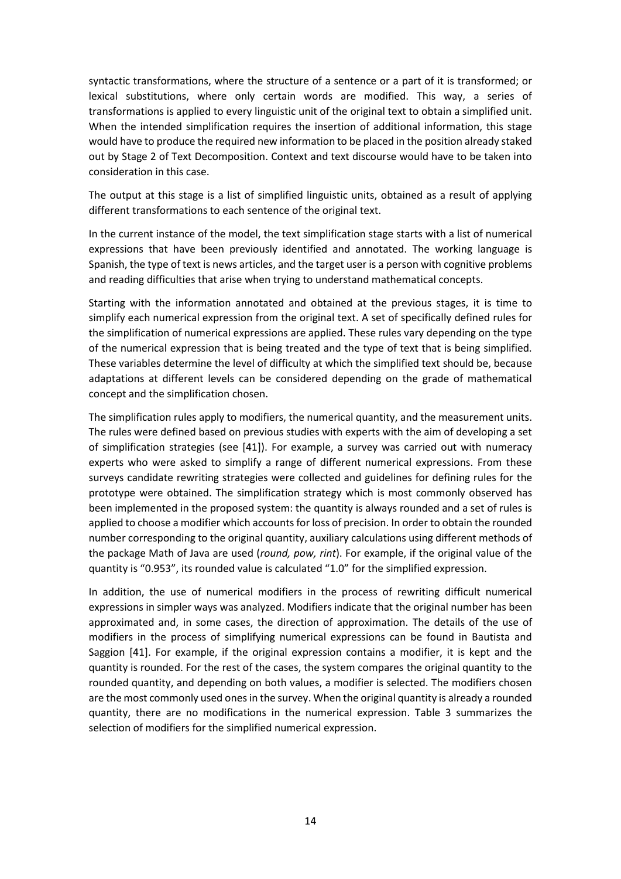syntactic transformations, where the structure of a sentence or a part of it is transformed; or lexical substitutions, where only certain words are modified. This way, a series of transformations is applied to every linguistic unit of the original text to obtain a simplified unit. When the intended simplification requires the insertion of additional information, this stage would have to produce the required new information to be placed in the position already staked out by Stage 2 of Text Decomposition. Context and text discourse would have to be taken into consideration in this case.

The output at this stage is a list of simplified linguistic units, obtained as a result of applying different transformations to each sentence of the original text.

In the current instance of the model, the text simplification stage starts with a list of numerical expressions that have been previously identified and annotated. The working language is Spanish, the type of text is news articles, and the target user is a person with cognitive problems and reading difficulties that arise when trying to understand mathematical concepts.

Starting with the information annotated and obtained at the previous stages, it is time to simplify each numerical expression from the original text. A set of specifically defined rules for the simplification of numerical expressions are applied. These rules vary depending on the type of the numerical expression that is being treated and the type of text that is being simplified. These variables determine the level of difficulty at which the simplified text should be, because adaptations at different levels can be considered depending on the grade of mathematical concept and the simplification chosen.

The simplification rules apply to modifiers, the numerical quantity, and the measurement units. The rules were defined based on previous studies with experts with the aim of developing a set of simplification strategies (see [41]). For example, a survey was carried out with numeracy experts who were asked to simplify a range of different numerical expressions. From these surveys candidate rewriting strategies were collected and guidelines for defining rules for the prototype were obtained. The simplification strategy which is most commonly observed has been implemented in the proposed system: the quantity is always rounded and a set of rules is applied to choose a modifier which accounts for loss of precision. In order to obtain the rounded number corresponding to the original quantity, auxiliary calculations using different methods of the package Math of Java are used (*round, pow, rint*). For example, if the original value of the quantity is "0.953", its rounded value is calculated "1.0" for the simplified expression.

In addition, the use of numerical modifiers in the process of rewriting difficult numerical expressions in simpler ways was analyzed. Modifiers indicate that the original number has been approximated and, in some cases, the direction of approximation. The details of the use of modifiers in the process of simplifying numerical expressions can be found in Bautista and Saggion [41]. For example, if the original expression contains a modifier, it is kept and the quantity is rounded. For the rest of the cases, the system compares the original quantity to the rounded quantity, and depending on both values, a modifier is selected. The modifiers chosen are the most commonly used ones in the survey. When the original quantity is already a rounded quantity, there are no modifications in the numerical expression. Table 3 summarizes the selection of modifiers for the simplified numerical expression.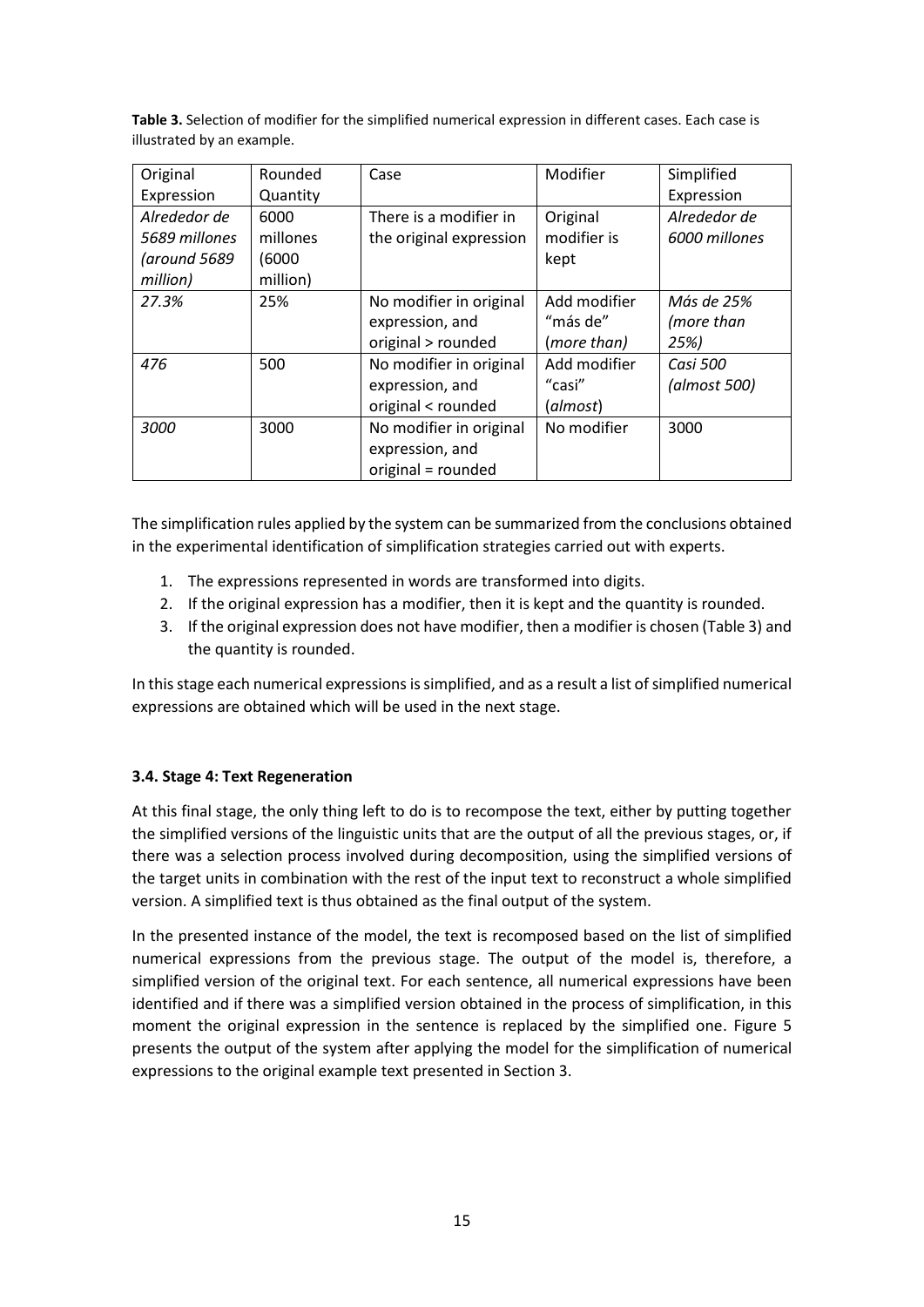**Table 3.** Selection of modifier for the simplified numerical expression in different cases. Each case is illustrated by an example.

| Original Expression | Rounded Quantity | Case | Modifier | Simplified Expression |
|---|---|---|---|---|
| *Alrededor de 5689 millones (around 5689 million)* | 6000 millones (6000 million) | There is a modifier in the original expression | Original modifier is kept | *Alrededor de 6000 millones* |
| *27.3%* | 25% | No modifier in original expression, and original > rounded | Add modifier "más de" (*more than*) | *Más de 25% (more than 25%)* |
| *476* | 500 | No modifier in original expression, and original < rounded | Add modifier "casi" (*almost*) | *Casi 500 (almost 500)* |
| *3000* | 3000 | No modifier in original expression, and original = rounded | No modifier | 3000 |

The simplification rules applied by the system can be summarized from the conclusions obtained in the experimental identification of simplification strategies carried out with experts.

1. The expressions represented in words are transformed into digits.
2. If the original expression has a modifier, then it is kept and the quantity is rounded.
3. If the original expression does not have modifier, then a modifier is chosen (Table 3) and the quantity is rounded.

In this stage each numerical expressions is simplified, and as a result a list of simplified numerical expressions are obtained which will be used in the next stage.

### 3.4. Stage 4: Text Regeneration

At this final stage, the only thing left to do is to recompose the text, either by putting together the simplified versions of the linguistic units that are the output of all the previous stages, or, if there was a selection process involved during decomposition, using the simplified versions of the target units in combination with the rest of the input text to reconstruct a whole simplified version. A simplified text is thus obtained as the final output of the system.

In the presented instance of the model, the text is recomposed based on the list of simplified numerical expressions from the previous stage. The output of the model is, therefore, a simplified version of the original text. For each sentence, all numerical expressions have been identified and if there was a simplified version obtained in the process of simplification, in this moment the original expression in the sentence is replaced by the simplified one. Figure 5 presents the output of the system after applying the model for the simplification of numerical expressions to the original example text presented in Section 3.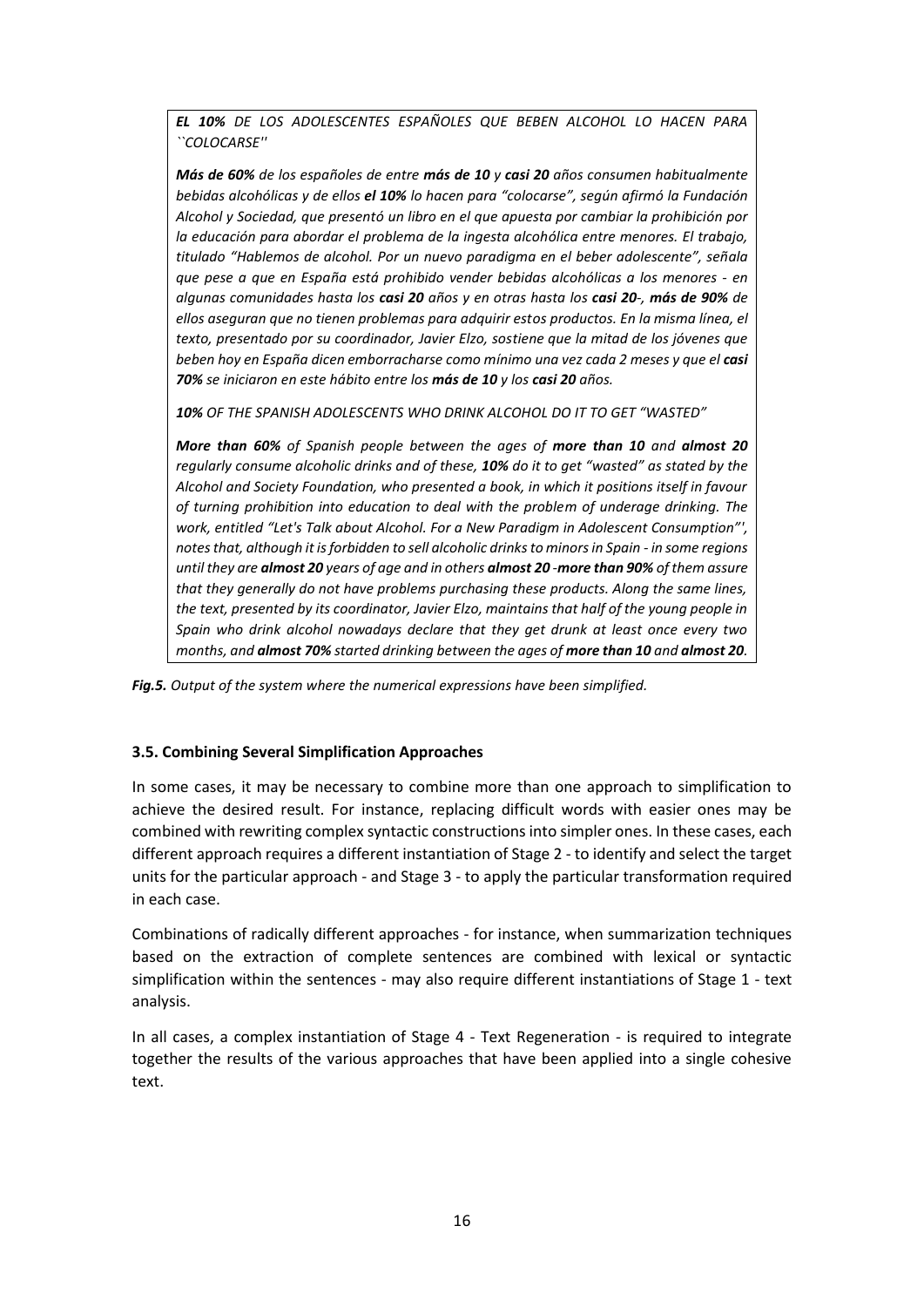***EL 10%** DE LOS ADOLESCENTES ESPAÑOLES QUE BEBEN ALCOHOL LO HACEN PARA ``COLOCARSE''*

***Más de 60%** de los españoles de entre **más de 10** y **casi 20** años consumen habitualmente bebidas alcohólicas y de ellos **el 10%** lo hacen para "colocarse", según afirmó la Fundación Alcohol y Sociedad, que presentó un libro en el que apuesta por cambiar la prohibición por la educación para abordar el problema de la ingesta alcohólica entre menores. El trabajo, titulado "Hablemos de alcohol. Por un nuevo paradigma en el beber adolescente", señala que pese a que en España está prohibido vender bebidas alcohólicas a los menores - en algunas comunidades hasta los **casi 20** años y en otras hasta los **casi 20**-, **más de 90%** de ellos aseguran que no tienen problemas para adquirir estos productos. En la misma línea, el texto, presentado por su coordinador, Javier Elzo, sostiene que la mitad de los jóvenes que beben hoy en España dicen emborracharse como mínimo una vez cada 2 meses y que el **casi 70%** se iniciaron en este hábito entre los **más de 10** y los **casi 20** años.*

***10%** OF THE SPANISH ADOLESCENTS WHO DRINK ALCOHOL DO IT TO GET "WASTED"*

***More than 60%** of Spanish people between the ages of **more than 10** and **almost 20** regularly consume alcoholic drinks and of these, **10%** do it to get "wasted" as stated by the Alcohol and Society Foundation, who presented a book, in which it positions itself in favour of turning prohibition into education to deal with the problem of underage drinking. The work, entitled "Let's Talk about Alcohol. For a New Paradigm in Adolescent Consumption"', notes that, although it is forbidden to sell alcoholic drinks to minors in Spain - in some regions until they are **almost 20** years of age and in others **almost 20** -**more than 90%** of them assure that they generally do not have problems purchasing these products. Along the same lines, the text, presented by its coordinator, Javier Elzo, maintains that half of the young people in Spain who drink alcohol nowadays declare that they get drunk at least once every two months, and **almost 70%** started drinking between the ages of **more than 10** and **almost 20**.*

***Fig.5.** Output of the system where the numerical expressions have been simplified.*

### 3.5. Combining Several Simplification Approaches

In some cases, it may be necessary to combine more than one approach to simplification to achieve the desired result. For instance, replacing difficult words with easier ones may be combined with rewriting complex syntactic constructions into simpler ones. In these cases, each different approach requires a different instantiation of Stage 2 - to identify and select the target units for the particular approach - and Stage 3 - to apply the particular transformation required in each case.

Combinations of radically different approaches - for instance, when summarization techniques based on the extraction of complete sentences are combined with lexical or syntactic simplification within the sentences - may also require different instantiations of Stage 1 - text analysis.

In all cases, a complex instantiation of Stage 4 - Text Regeneration - is required to integrate together the results of the various approaches that have been applied into a single cohesive text.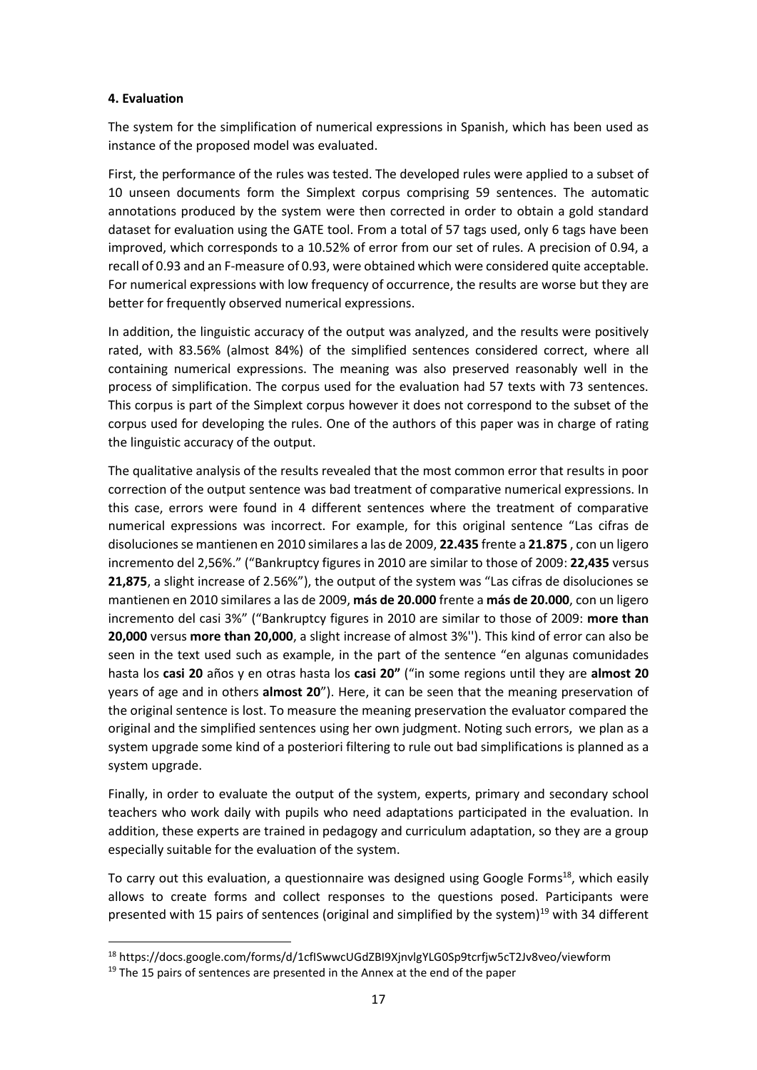#### 4. Evaluation

The system for the simplification of numerical expressions in Spanish, which has been used as instance of the proposed model was evaluated.

First, the performance of the rules was tested. The developed rules were applied to a subset of 10 unseen documents form the Simplext corpus comprising 59 sentences. The automatic annotations produced by the system were then corrected in order to obtain a gold standard dataset for evaluation using the GATE tool. From a total of 57 tags used, only 6 tags have been improved, which corresponds to a 10.52% of error from our set of rules. A precision of 0.94, a recall of 0.93 and an F-measure of 0.93, were obtained which were considered quite acceptable. For numerical expressions with low frequency of occurrence, the results are worse but they are better for frequently observed numerical expressions.

In addition, the linguistic accuracy of the output was analyzed, and the results were positively rated, with 83.56% (almost 84%) of the simplified sentences considered correct, where all containing numerical expressions. The meaning was also preserved reasonably well in the process of simplification. The corpus used for the evaluation had 57 texts with 73 sentences. This corpus is part of the Simplext corpus however it does not correspond to the subset of the corpus used for developing the rules. One of the authors of this paper was in charge of rating the linguistic accuracy of the output.

The qualitative analysis of the results revealed that the most common error that results in poor correction of the output sentence was bad treatment of comparative numerical expressions. In this case, errors were found in 4 different sentences where the treatment of comparative numerical expressions was incorrect. For example, for this original sentence "Las cifras de disoluciones se mantienen en 2010 similares a las de 2009, **22.435** frente a **21.875** , con un ligero incremento del 2,56%." ("Bankruptcy figures in 2010 are similar to those of 2009: **22,435** versus **21,875**, a slight increase of 2.56%"), the output of the system was "Las cifras de disoluciones se mantienen en 2010 similares a las de 2009, **más de 20.000** frente a **más de 20.000**, con un ligero incremento del casi 3%" ("Bankruptcy figures in 2010 are similar to those of 2009: **more than 20,000** versus **more than 20,000**, a slight increase of almost 3%''). This kind of error can also be seen in the text used such as example, in the part of the sentence "en algunas comunidades hasta los **casi 20** años y en otras hasta los **casi 20"** ("in some regions until they are **almost 20** years of age and in others **almost 20**"). Here, it can be seen that the meaning preservation of the original sentence is lost. To measure the meaning preservation the evaluator compared the original and the simplified sentences using her own judgment. Noting such errors, we plan as a system upgrade some kind of a posteriori filtering to rule out bad simplifications is planned as a system upgrade.

Finally, in order to evaluate the output of the system, experts, primary and secondary school teachers who work daily with pupils who need adaptations participated in the evaluation. In addition, these experts are trained in pedagogy and curriculum adaptation, so they are a group especially suitable for the evaluation of the system.

To carry out this evaluation, a questionnaire was designed using Google Forms[18], which easily allows to create forms and collect responses to the questions posed. Participants were presented with 15 pairs of sentences (original and simplified by the system)[19] with 34 different

[18] https://docs.google.com/forms/d/1cfISwwcUGdZBI9XjnvlgYLG0Sp9tcrfjw5cT2Jv8veo/viewform

[19] The 15 pairs of sentences are presented in the Annex at the end of the paper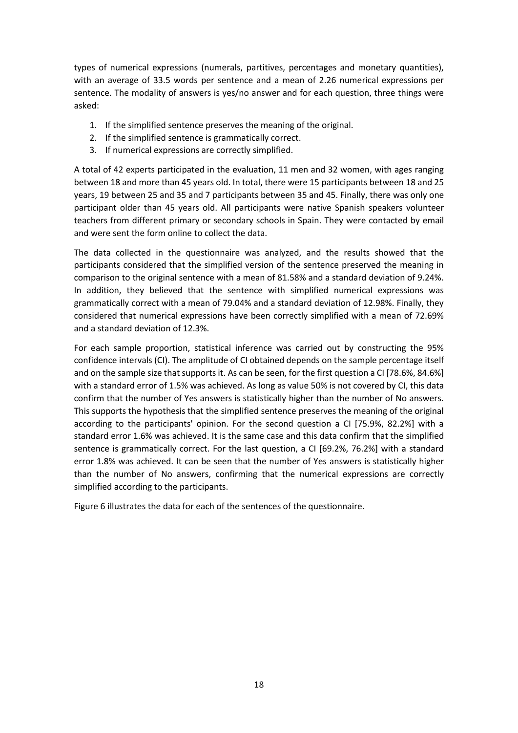types of numerical expressions (numerals, partitives, percentages and monetary quantities), with an average of 33.5 words per sentence and a mean of 2.26 numerical expressions per sentence. The modality of answers is yes/no answer and for each question, three things were asked:

1. If the simplified sentence preserves the meaning of the original.
2. If the simplified sentence is grammatically correct.
3. If numerical expressions are correctly simplified.

A total of 42 experts participated in the evaluation, 11 men and 32 women, with ages ranging between 18 and more than 45 years old. In total, there were 15 participants between 18 and 25 years, 19 between 25 and 35 and 7 participants between 35 and 45. Finally, there was only one participant older than 45 years old. All participants were native Spanish speakers volunteer teachers from different primary or secondary schools in Spain. They were contacted by email and were sent the form online to collect the data.

The data collected in the questionnaire was analyzed, and the results showed that the participants considered that the simplified version of the sentence preserved the meaning in comparison to the original sentence with a mean of 81.58% and a standard deviation of 9.24%. In addition, they believed that the sentence with simplified numerical expressions was grammatically correct with a mean of 79.04% and a standard deviation of 12.98%. Finally, they considered that numerical expressions have been correctly simplified with a mean of 72.69% and a standard deviation of 12.3%.

For each sample proportion, statistical inference was carried out by constructing the 95% confidence intervals (CI). The amplitude of CI obtained depends on the sample percentage itself and on the sample size that supports it. As can be seen, for the first question a CI [78.6%, 84.6%] with a standard error of 1.5% was achieved. As long as value 50% is not covered by CI, this data confirm that the number of Yes answers is statistically higher than the number of No answers. This supports the hypothesis that the simplified sentence preserves the meaning of the original according to the participants' opinion. For the second question a CI [75.9%, 82.2%] with a standard error 1.6% was achieved. It is the same case and this data confirm that the simplified sentence is grammatically correct. For the last question, a CI [69.2%, 76.2%] with a standard error 1.8% was achieved. It can be seen that the number of Yes answers is statistically higher than the number of No answers, confirming that the numerical expressions are correctly simplified according to the participants.

Figure 6 illustrates the data for each of the sentences of the questionnaire.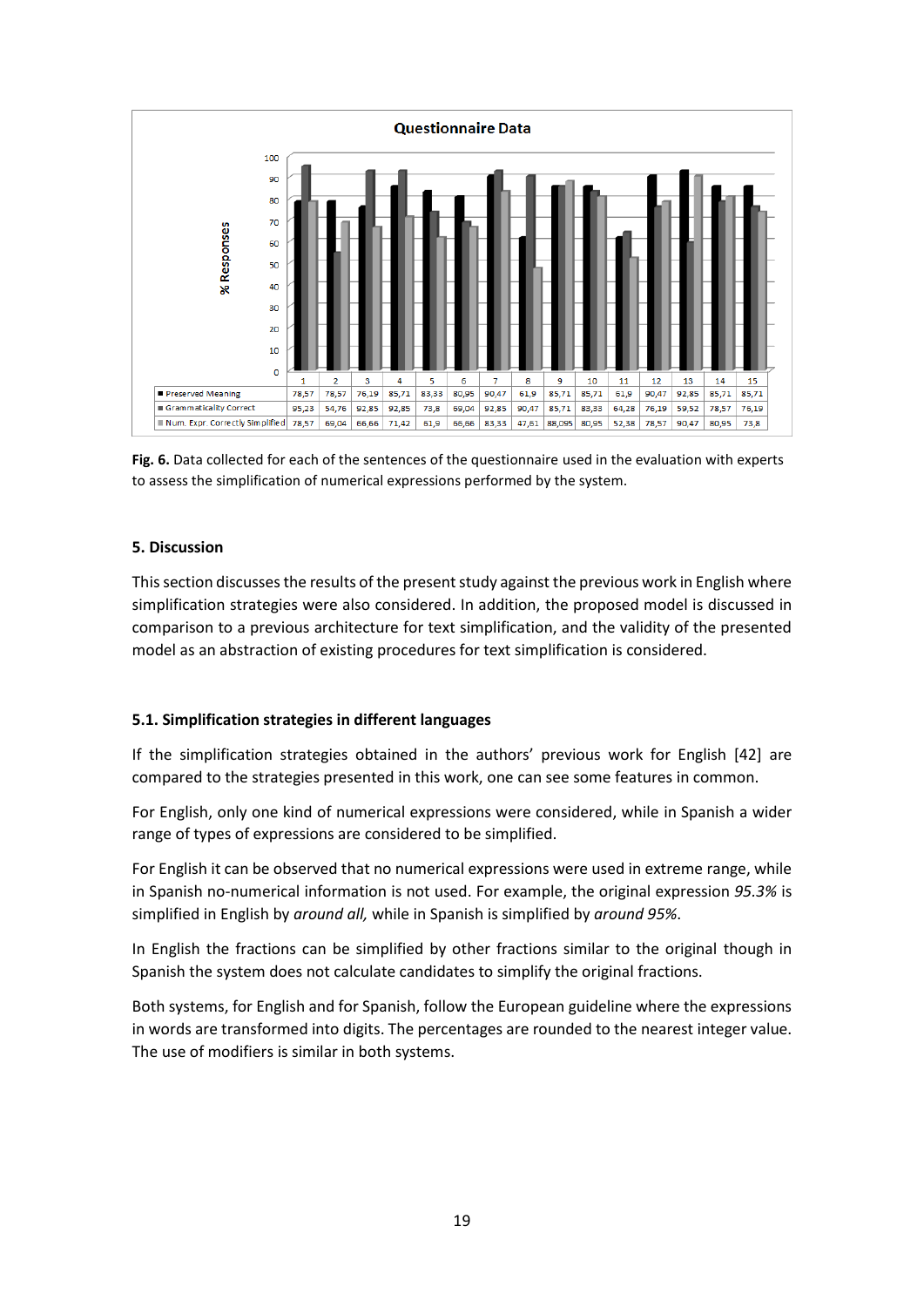**Questionnaire Data**

| | 1 | 2 | 3 | 4 | 5 | 6 | 7 | 8 | 9 | 10 | 11 | 12 | 13 | 14 | 15 |
|---|---|---|---|---|---|---|---|---|---|---|---|---|---|---|---|
| Preserved Meaning | 78,57 | 78,57 | 76,19 | 85,71 | 83,33 | 80,95 | 90,47 | 61,9 | 85,71 | 85,71 | 61,9 | 90,47 | 92,85 | 85,71 | 85,71 |
| Grammaticality Correct | 95,23 | 54,76 | 92,85 | 92,85 | 73,8 | 69,04 | 92,85 | 90,47 | 85,71 | 83,33 | 64,28 | 76,19 | 59,52 | 78,57 | 76,19 |
| Num. Expr. Correctly Simplified | 78,57 | 69,04 | 66,66 | 71,42 | 61,9 | 66,66 | 83,33 | 47,61 | 88,095 | 80,95 | 52,38 | 78,57 | 90,47 | 80,95 | 73,8 |

**Fig. 6.** Data collected for each of the sentences of the questionnaire used in the evaluation with experts to assess the simplification of numerical expressions performed by the system.

### 5. Discussion

This section discusses the results of the present study against the previous work in English where simplification strategies were also considered. In addition, the proposed model is discussed in comparison to a previous architecture for text simplification, and the validity of the presented model as an abstraction of existing procedures for text simplification is considered.

### 5.1. Simplification strategies in different languages

If the simplification strategies obtained in the authors' previous work for English [42] are compared to the strategies presented in this work, one can see some features in common.

For English, only one kind of numerical expressions were considered, while in Spanish a wider range of types of expressions are considered to be simplified.

For English it can be observed that no numerical expressions were used in extreme range, while in Spanish no-numerical information is not used. For example, the original expression *95.3%* is simplified in English by *around all,* while in Spanish is simplified by *around 95%*.

In English the fractions can be simplified by other fractions similar to the original though in Spanish the system does not calculate candidates to simplify the original fractions.

Both systems, for English and for Spanish, follow the European guideline where the expressions in words are transformed into digits. The percentages are rounded to the nearest integer value. The use of modifiers is similar in both systems.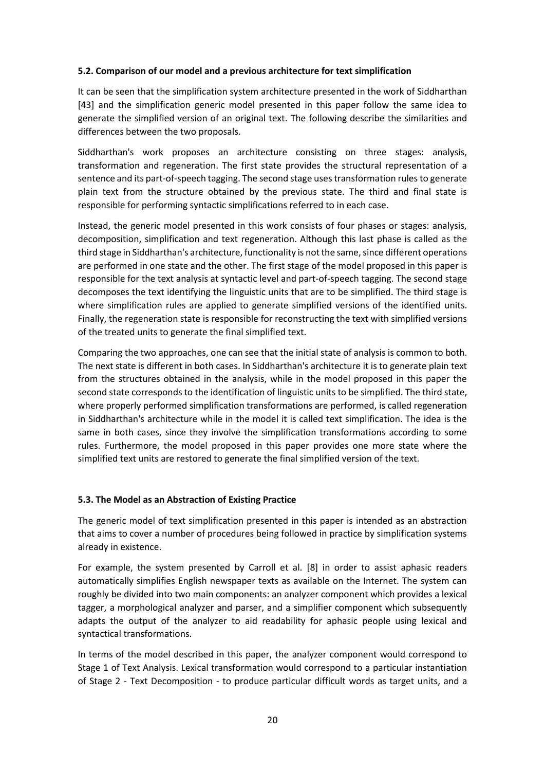### 5.2. Comparison of our model and a previous architecture for text simplification

It can be seen that the simplification system architecture presented in the work of Siddharthan [43] and the simplification generic model presented in this paper follow the same idea to generate the simplified version of an original text. The following describe the similarities and differences between the two proposals.

Siddharthan's work proposes an architecture consisting on three stages: analysis, transformation and regeneration. The first state provides the structural representation of a sentence and its part-of-speech tagging. The second stage uses transformation rules to generate plain text from the structure obtained by the previous state. The third and final state is responsible for performing syntactic simplifications referred to in each case.

Instead, the generic model presented in this work consists of four phases or stages: analysis, decomposition, simplification and text regeneration. Although this last phase is called as the third stage in Siddharthan's architecture, functionality is not the same, since different operations are performed in one state and the other. The first stage of the model proposed in this paper is responsible for the text analysis at syntactic level and part-of-speech tagging. The second stage decomposes the text identifying the linguistic units that are to be simplified. The third stage is where simplification rules are applied to generate simplified versions of the identified units. Finally, the regeneration state is responsible for reconstructing the text with simplified versions of the treated units to generate the final simplified text.

Comparing the two approaches, one can see that the initial state of analysis is common to both. The next state is different in both cases. In Siddharthan's architecture it is to generate plain text from the structures obtained in the analysis, while in the model proposed in this paper the second state corresponds to the identification of linguistic units to be simplified. The third state, where properly performed simplification transformations are performed, is called regeneration in Siddharthan's architecture while in the model it is called text simplification. The idea is the same in both cases, since they involve the simplification transformations according to some rules. Furthermore, the model proposed in this paper provides one more state where the simplified text units are restored to generate the final simplified version of the text.

### 5.3. The Model as an Abstraction of Existing Practice

The generic model of text simplification presented in this paper is intended as an abstraction that aims to cover a number of procedures being followed in practice by simplification systems already in existence.

For example, the system presented by Carroll et al. [8] in order to assist aphasic readers automatically simplifies English newspaper texts as available on the Internet. The system can roughly be divided into two main components: an analyzer component which provides a lexical tagger, a morphological analyzer and parser, and a simplifier component which subsequently adapts the output of the analyzer to aid readability for aphasic people using lexical and syntactical transformations.

In terms of the model described in this paper, the analyzer component would correspond to Stage 1 of Text Analysis. Lexical transformation would correspond to a particular instantiation of Stage 2 - Text Decomposition - to produce particular difficult words as target units, and a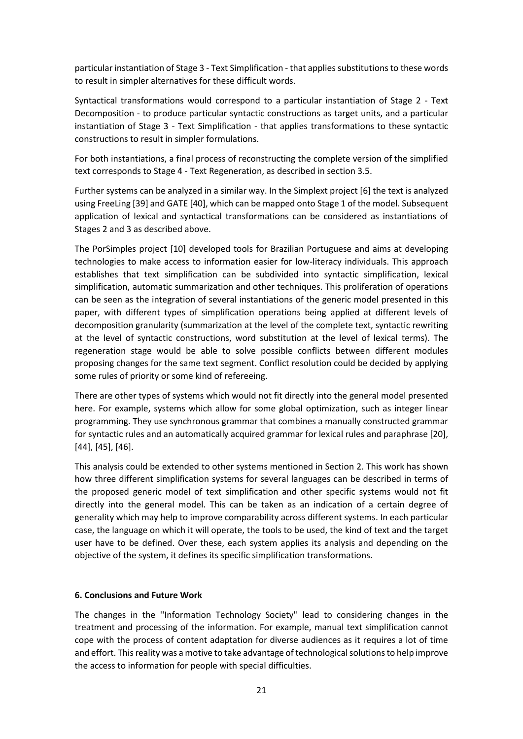particular instantiation of Stage 3 - Text Simplification - that applies substitutions to these words to result in simpler alternatives for these difficult words.

Syntactical transformations would correspond to a particular instantiation of Stage 2 - Text Decomposition - to produce particular syntactic constructions as target units, and a particular instantiation of Stage 3 - Text Simplification - that applies transformations to these syntactic constructions to result in simpler formulations.

For both instantiations, a final process of reconstructing the complete version of the simplified text corresponds to Stage 4 - Text Regeneration, as described in section 3.5.

Further systems can be analyzed in a similar way. In the Simplext project [6] the text is analyzed using FreeLing [39] and GATE [40], which can be mapped onto Stage 1 of the model. Subsequent application of lexical and syntactical transformations can be considered as instantiations of Stages 2 and 3 as described above.

The PorSimples project [10] developed tools for Brazilian Portuguese and aims at developing technologies to make access to information easier for low-literacy individuals. This approach establishes that text simplification can be subdivided into syntactic simplification, lexical simplification, automatic summarization and other techniques. This proliferation of operations can be seen as the integration of several instantiations of the generic model presented in this paper, with different types of simplification operations being applied at different levels of decomposition granularity (summarization at the level of the complete text, syntactic rewriting at the level of syntactic constructions, word substitution at the level of lexical terms). The regeneration stage would be able to solve possible conflicts between different modules proposing changes for the same text segment. Conflict resolution could be decided by applying some rules of priority or some kind of refereeing.

There are other types of systems which would not fit directly into the general model presented here. For example, systems which allow for some global optimization, such as integer linear programming. They use synchronous grammar that combines a manually constructed grammar for syntactic rules and an automatically acquired grammar for lexical rules and paraphrase [20], [44], [45], [46].

This analysis could be extended to other systems mentioned in Section 2. This work has shown how three different simplification systems for several languages can be described in terms of the proposed generic model of text simplification and other specific systems would not fit directly into the general model. This can be taken as an indication of a certain degree of generality which may help to improve comparability across different systems. In each particular case, the language on which it will operate, the tools to be used, the kind of text and the target user have to be defined. Over these, each system applies its analysis and depending on the objective of the system, it defines its specific simplification transformations.

## 6. Conclusions and Future Work

The changes in the ''Information Technology Society'' lead to considering changes in the treatment and processing of the information. For example, manual text simplification cannot cope with the process of content adaptation for diverse audiences as it requires a lot of time and effort. This reality was a motive to take advantage of technological solutions to help improve the access to information for people with special difficulties.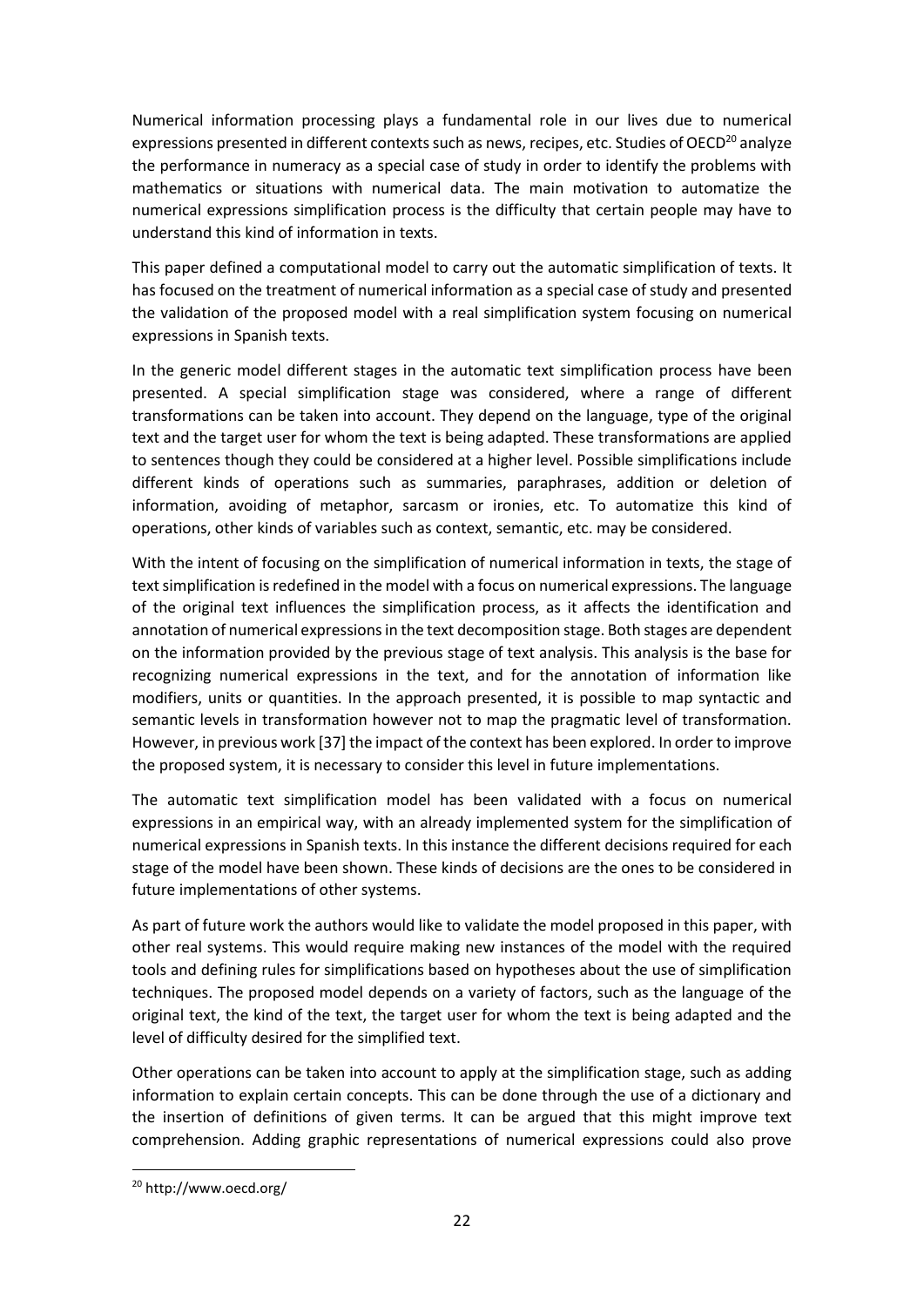Numerical information processing plays a fundamental role in our lives due to numerical expressions presented in different contexts such as news, recipes, etc. Studies of OECD[20] analyze the performance in numeracy as a special case of study in order to identify the problems with mathematics or situations with numerical data. The main motivation to automatize the numerical expressions simplification process is the difficulty that certain people may have to understand this kind of information in texts.

This paper defined a computational model to carry out the automatic simplification of texts. It has focused on the treatment of numerical information as a special case of study and presented the validation of the proposed model with a real simplification system focusing on numerical expressions in Spanish texts.

In the generic model different stages in the automatic text simplification process have been presented. A special simplification stage was considered, where a range of different transformations can be taken into account. They depend on the language, type of the original text and the target user for whom the text is being adapted. These transformations are applied to sentences though they could be considered at a higher level. Possible simplifications include different kinds of operations such as summaries, paraphrases, addition or deletion of information, avoiding of metaphor, sarcasm or ironies, etc. To automatize this kind of operations, other kinds of variables such as context, semantic, etc. may be considered.

With the intent of focusing on the simplification of numerical information in texts, the stage of text simplification is redefined in the model with a focus on numerical expressions. The language of the original text influences the simplification process, as it affects the identification and annotation of numerical expressions in the text decomposition stage. Both stages are dependent on the information provided by the previous stage of text analysis. This analysis is the base for recognizing numerical expressions in the text, and for the annotation of information like modifiers, units or quantities. In the approach presented, it is possible to map syntactic and semantic levels in transformation however not to map the pragmatic level of transformation. However, in previous work [37] the impact of the context has been explored. In order to improve the proposed system, it is necessary to consider this level in future implementations.

The automatic text simplification model has been validated with a focus on numerical expressions in an empirical way, with an already implemented system for the simplification of numerical expressions in Spanish texts. In this instance the different decisions required for each stage of the model have been shown. These kinds of decisions are the ones to be considered in future implementations of other systems.

As part of future work the authors would like to validate the model proposed in this paper, with other real systems. This would require making new instances of the model with the required tools and defining rules for simplifications based on hypotheses about the use of simplification techniques. The proposed model depends on a variety of factors, such as the language of the original text, the kind of the text, the target user for whom the text is being adapted and the level of difficulty desired for the simplified text.

Other operations can be taken into account to apply at the simplification stage, such as adding information to explain certain concepts. This can be done through the use of a dictionary and the insertion of definitions of given terms. It can be argued that this might improve text comprehension. Adding graphic representations of numerical expressions could also prove

[20] http://www.oecd.org/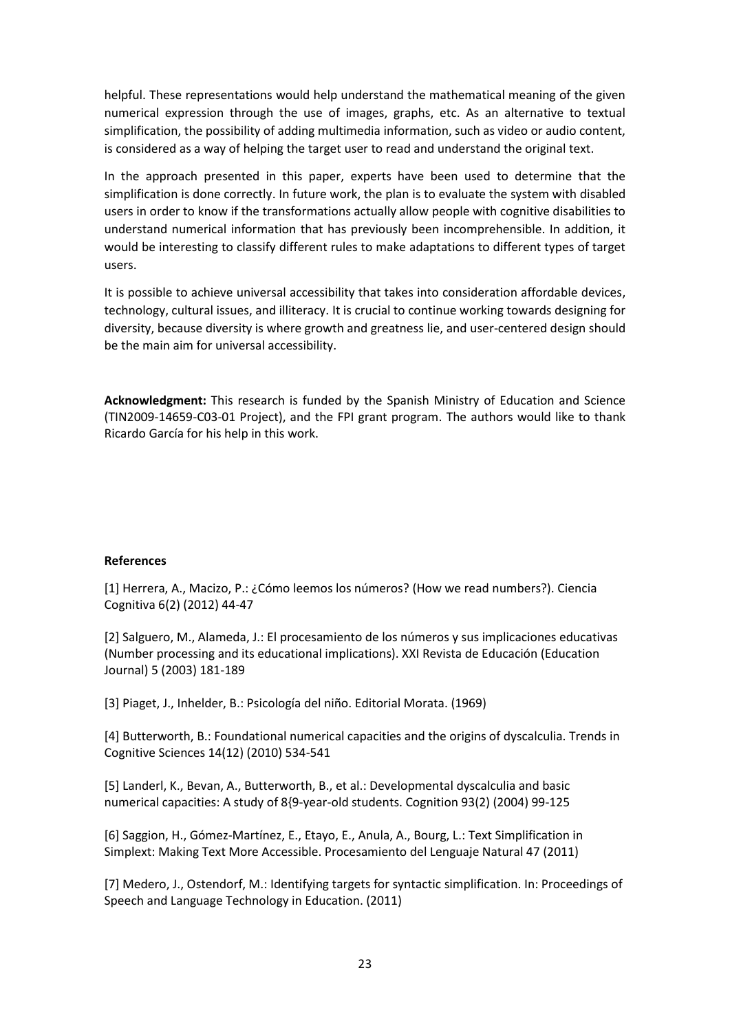helpful. These representations would help understand the mathematical meaning of the given numerical expression through the use of images, graphs, etc. As an alternative to textual simplification, the possibility of adding multimedia information, such as video or audio content, is considered as a way of helping the target user to read and understand the original text.

In the approach presented in this paper, experts have been used to determine that the simplification is done correctly. In future work, the plan is to evaluate the system with disabled users in order to know if the transformations actually allow people with cognitive disabilities to understand numerical information that has previously been incomprehensible. In addition, it would be interesting to classify different rules to make adaptations to different types of target users.

It is possible to achieve universal accessibility that takes into consideration affordable devices, technology, cultural issues, and illiteracy. It is crucial to continue working towards designing for diversity, because diversity is where growth and greatness lie, and user-centered design should be the main aim for universal accessibility.

**Acknowledgment:** This research is funded by the Spanish Ministry of Education and Science (TIN2009-14659-C03-01 Project), and the FPI grant program. The authors would like to thank Ricardo García for his help in this work.

**References**

[1] Herrera, A., Macizo, P.: ¿Cómo leemos los números? (How we read numbers?). Ciencia Cognitiva 6(2) (2012) 44-47

[2] Salguero, M., Alameda, J.: El procesamiento de los números y sus implicaciones educativas (Number processing and its educational implications). XXI Revista de Educación (Education Journal) 5 (2003) 181-189

[3] Piaget, J., Inhelder, B.: Psicología del niño. Editorial Morata. (1969)

[4] Butterworth, B.: Foundational numerical capacities and the origins of dyscalculia. Trends in Cognitive Sciences 14(12) (2010) 534-541

[5] Landerl, K., Bevan, A., Butterworth, B., et al.: Developmental dyscalculia and basic numerical capacities: A study of 8{9-year-old students. Cognition 93(2) (2004) 99-125

[6] Saggion, H., Gómez-Martínez, E., Etayo, E., Anula, A., Bourg, L.: Text Simplification in Simplext: Making Text More Accessible. Procesamiento del Lenguaje Natural 47 (2011)

[7] Medero, J., Ostendorf, M.: Identifying targets for syntactic simplification. In: Proceedings of Speech and Language Technology in Education. (2011)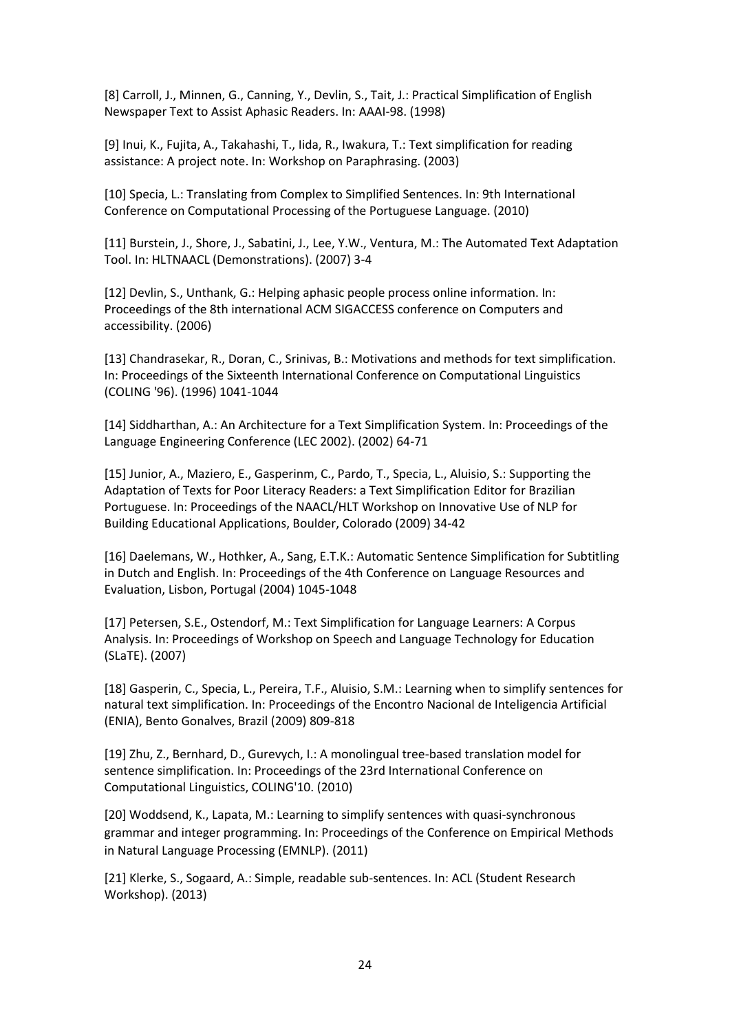[8] Carroll, J., Minnen, G., Canning, Y., Devlin, S., Tait, J.: Practical Simplification of English Newspaper Text to Assist Aphasic Readers. In: AAAI-98. (1998)

[9] Inui, K., Fujita, A., Takahashi, T., Iida, R., Iwakura, T.: Text simplification for reading assistance: A project note. In: Workshop on Paraphrasing. (2003)

[10] Specia, L.: Translating from Complex to Simplified Sentences. In: 9th International Conference on Computational Processing of the Portuguese Language. (2010)

[11] Burstein, J., Shore, J., Sabatini, J., Lee, Y.W., Ventura, M.: The Automated Text Adaptation Tool. In: HLTNAACL (Demonstrations). (2007) 3-4

[12] Devlin, S., Unthank, G.: Helping aphasic people process online information. In: Proceedings of the 8th international ACM SIGACCESS conference on Computers and accessibility. (2006)

[13] Chandrasekar, R., Doran, C., Srinivas, B.: Motivations and methods for text simplification. In: Proceedings of the Sixteenth International Conference on Computational Linguistics (COLING '96). (1996) 1041-1044

[14] Siddharthan, A.: An Architecture for a Text Simplification System. In: Proceedings of the Language Engineering Conference (LEC 2002). (2002) 64-71

[15] Junior, A., Maziero, E., Gasperinm, C., Pardo, T., Specia, L., Aluisio, S.: Supporting the Adaptation of Texts for Poor Literacy Readers: a Text Simplification Editor for Brazilian Portuguese. In: Proceedings of the NAACL/HLT Workshop on Innovative Use of NLP for Building Educational Applications, Boulder, Colorado (2009) 34-42

[16] Daelemans, W., Hothker, A., Sang, E.T.K.: Automatic Sentence Simplification for Subtitling in Dutch and English. In: Proceedings of the 4th Conference on Language Resources and Evaluation, Lisbon, Portugal (2004) 1045-1048

[17] Petersen, S.E., Ostendorf, M.: Text Simplification for Language Learners: A Corpus Analysis. In: Proceedings of Workshop on Speech and Language Technology for Education (SLaTE). (2007)

[18] Gasperin, C., Specia, L., Pereira, T.F., Aluisio, S.M.: Learning when to simplify sentences for natural text simplification. In: Proceedings of the Encontro Nacional de Inteligencia Artificial (ENIA), Bento Gonalves, Brazil (2009) 809-818

[19] Zhu, Z., Bernhard, D., Gurevych, I.: A monolingual tree-based translation model for sentence simplification. In: Proceedings of the 23rd International Conference on Computational Linguistics, COLING'10. (2010)

[20] Woddsend, K., Lapata, M.: Learning to simplify sentences with quasi-synchronous grammar and integer programming. In: Proceedings of the Conference on Empirical Methods in Natural Language Processing (EMNLP). (2011)

[21] Klerke, S., Sogaard, A.: Simple, readable sub-sentences. In: ACL (Student Research Workshop). (2013)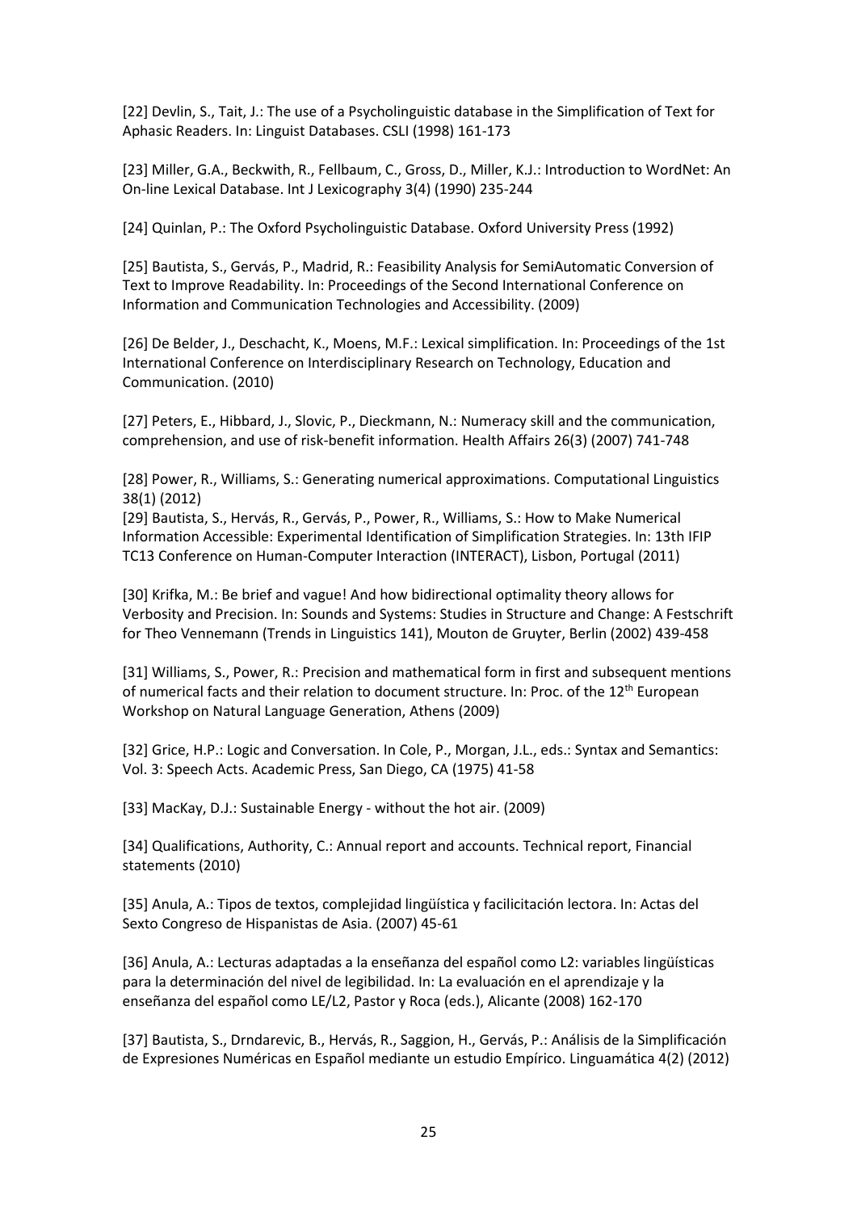[22] Devlin, S., Tait, J.: The use of a Psycholinguistic database in the Simplification of Text for Aphasic Readers. In: Linguist Databases. CSLI (1998) 161-173

[23] Miller, G.A., Beckwith, R., Fellbaum, C., Gross, D., Miller, K.J.: Introduction to WordNet: An On-line Lexical Database. Int J Lexicography 3(4) (1990) 235-244

[24] Quinlan, P.: The Oxford Psycholinguistic Database. Oxford University Press (1992)

[25] Bautista, S., Gervás, P., Madrid, R.: Feasibility Analysis for SemiAutomatic Conversion of Text to Improve Readability. In: Proceedings of the Second International Conference on Information and Communication Technologies and Accessibility. (2009)

[26] De Belder, J., Deschacht, K., Moens, M.F.: Lexical simplification. In: Proceedings of the 1st International Conference on Interdisciplinary Research on Technology, Education and Communication. (2010)

[27] Peters, E., Hibbard, J., Slovic, P., Dieckmann, N.: Numeracy skill and the communication, comprehension, and use of risk-benefit information. Health Affairs 26(3) (2007) 741-748

[28] Power, R., Williams, S.: Generating numerical approximations. Computational Linguistics 38(1) (2012)

[29] Bautista, S., Hervás, R., Gervás, P., Power, R., Williams, S.: How to Make Numerical Information Accessible: Experimental Identification of Simplification Strategies. In: 13th IFIP TC13 Conference on Human-Computer Interaction (INTERACT), Lisbon, Portugal (2011)

[30] Krifka, M.: Be brief and vague! And how bidirectional optimality theory allows for Verbosity and Precision. In: Sounds and Systems: Studies in Structure and Change: A Festschrift for Theo Vennemann (Trends in Linguistics 141), Mouton de Gruyter, Berlin (2002) 439-458

[31] Williams, S., Power, R.: Precision and mathematical form in first and subsequent mentions of numerical facts and their relation to document structure. In: Proc. of the 12th European Workshop on Natural Language Generation, Athens (2009)

[32] Grice, H.P.: Logic and Conversation. In Cole, P., Morgan, J.L., eds.: Syntax and Semantics: Vol. 3: Speech Acts. Academic Press, San Diego, CA (1975) 41-58

[33] MacKay, D.J.: Sustainable Energy - without the hot air. (2009)

[34] Qualifications, Authority, C.: Annual report and accounts. Technical report, Financial statements (2010)

[35] Anula, A.: Tipos de textos, complejidad lingüística y facilicitación lectora. In: Actas del Sexto Congreso de Hispanistas de Asia. (2007) 45-61

[36] Anula, A.: Lecturas adaptadas a la enseñanza del español como L2: variables lingüísticas para la determinación del nivel de legibilidad. In: La evaluación en el aprendizaje y la enseñanza del español como LE/L2, Pastor y Roca (eds.), Alicante (2008) 162-170

[37] Bautista, S., Drndarevic, B., Hervás, R., Saggion, H., Gervás, P.: Análisis de la Simplificación de Expresiones Numéricas en Español mediante un estudio Empírico. Linguamática 4(2) (2012)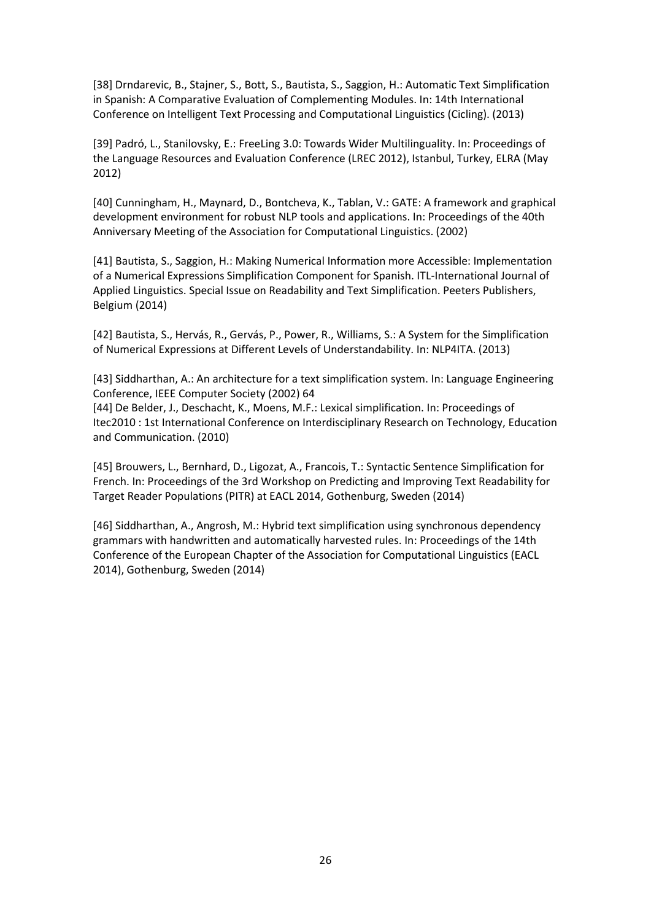[38] Drndarevic, B., Stajner, S., Bott, S., Bautista, S., Saggion, H.: Automatic Text Simplification in Spanish: A Comparative Evaluation of Complementing Modules. In: 14th International Conference on Intelligent Text Processing and Computational Linguistics (Cicling). (2013)

[39] Padró, L., Stanilovsky, E.: FreeLing 3.0: Towards Wider Multilinguality. In: Proceedings of the Language Resources and Evaluation Conference (LREC 2012), Istanbul, Turkey, ELRA (May 2012)

[40] Cunningham, H., Maynard, D., Bontcheva, K., Tablan, V.: GATE: A framework and graphical development environment for robust NLP tools and applications. In: Proceedings of the 40th Anniversary Meeting of the Association for Computational Linguistics. (2002)

[41] Bautista, S., Saggion, H.: Making Numerical Information more Accessible: Implementation of a Numerical Expressions Simplification Component for Spanish. ITL-International Journal of Applied Linguistics. Special Issue on Readability and Text Simplification. Peeters Publishers, Belgium (2014)

[42] Bautista, S., Hervás, R., Gervás, P., Power, R., Williams, S.: A System for the Simplification of Numerical Expressions at Different Levels of Understandability. In: NLP4ITA. (2013)

[43] Siddharthan, A.: An architecture for a text simplification system. In: Language Engineering Conference, IEEE Computer Society (2002) 64

[44] De Belder, J., Deschacht, K., Moens, M.F.: Lexical simplification. In: Proceedings of Itec2010 : 1st International Conference on Interdisciplinary Research on Technology, Education and Communication. (2010)

[45] Brouwers, L., Bernhard, D., Ligozat, A., Francois, T.: Syntactic Sentence Simplification for French. In: Proceedings of the 3rd Workshop on Predicting and Improving Text Readability for Target Reader Populations (PITR) at EACL 2014, Gothenburg, Sweden (2014)

[46] Siddharthan, A., Angrosh, M.: Hybrid text simplification using synchronous dependency grammars with handwritten and automatically harvested rules. In: Proceedings of the 14th Conference of the European Chapter of the Association for Computational Linguistics (EACL 2014), Gothenburg, Sweden (2014)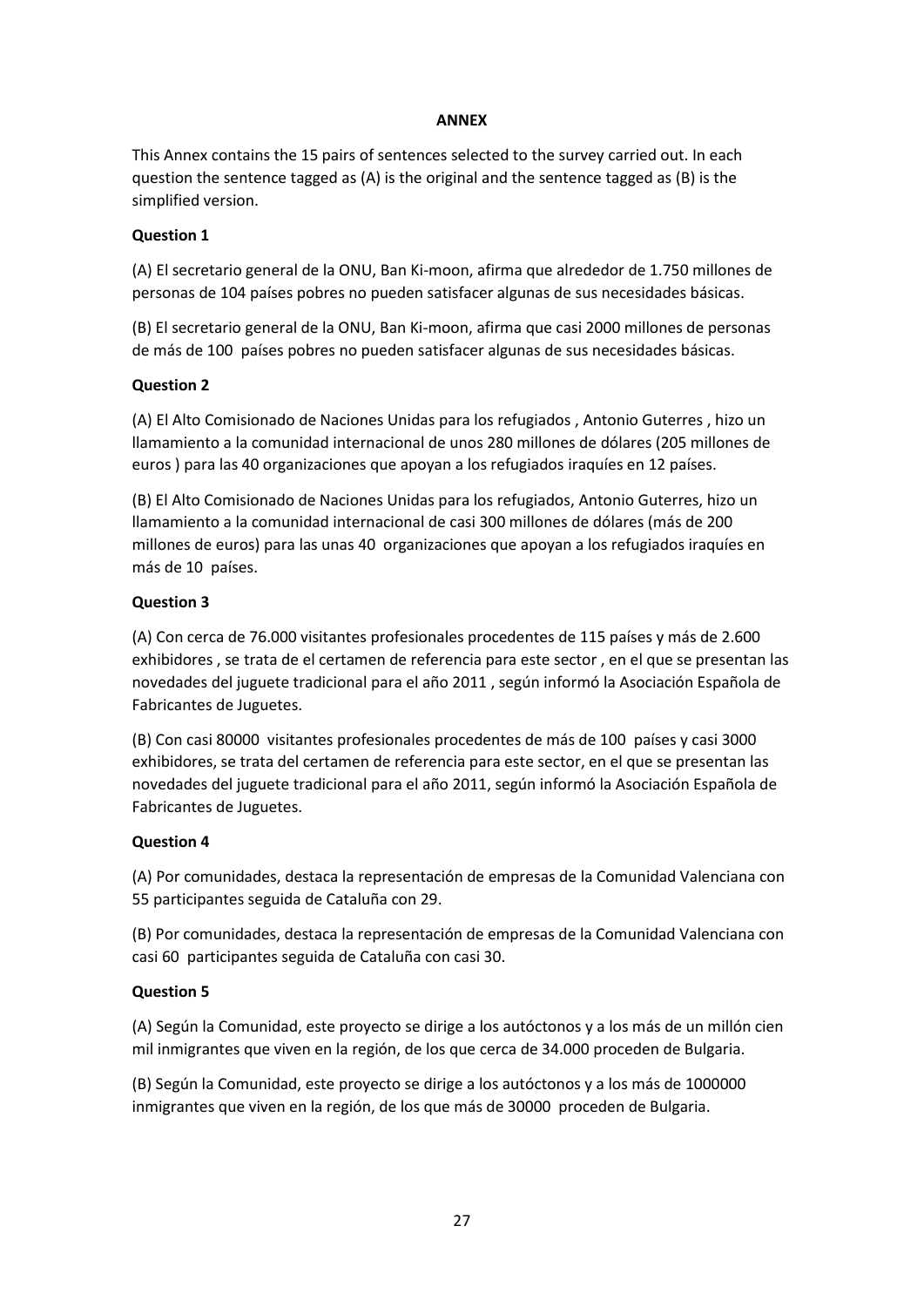**ANNEX**

This Annex contains the 15 pairs of sentences selected to the survey carried out. In each question the sentence tagged as (A) is the original and the sentence tagged as (B) is the simplified version.

**Question 1**

(A) El secretario general de la ONU, Ban Ki-moon, afirma que alrededor de 1.750 millones de personas de 104 países pobres no pueden satisfacer algunas de sus necesidades básicas.

(B) El secretario general de la ONU, Ban Ki-moon, afirma que casi 2000 millones de personas de más de 100 países pobres no pueden satisfacer algunas de sus necesidades básicas.

**Question 2**

(A) El Alto Comisionado de Naciones Unidas para los refugiados , Antonio Guterres , hizo un llamamiento a la comunidad internacional de unos 280 millones de dólares (205 millones de euros ) para las 40 organizaciones que apoyan a los refugiados iraquíes en 12 países.

(B) El Alto Comisionado de Naciones Unidas para los refugiados, Antonio Guterres, hizo un llamamiento a la comunidad internacional de casi 300 millones de dólares (más de 200 millones de euros) para las unas 40 organizaciones que apoyan a los refugiados iraquíes en más de 10 países.

**Question 3**

(A) Con cerca de 76.000 visitantes profesionales procedentes de 115 países y más de 2.600 exhibidores , se trata de el certamen de referencia para este sector , en el que se presentan las novedades del juguete tradicional para el año 2011 , según informó la Asociación Española de Fabricantes de Juguetes.

(B) Con casi 80000 visitantes profesionales procedentes de más de 100 países y casi 3000 exhibidores, se trata del certamen de referencia para este sector, en el que se presentan las novedades del juguete tradicional para el año 2011, según informó la Asociación Española de Fabricantes de Juguetes.

**Question 4**

(A) Por comunidades, destaca la representación de empresas de la Comunidad Valenciana con 55 participantes seguida de Cataluña con 29.

(B) Por comunidades, destaca la representación de empresas de la Comunidad Valenciana con casi 60 participantes seguida de Cataluña con casi 30.

**Question 5**

(A) Según la Comunidad, este proyecto se dirige a los autóctonos y a los más de un millón cien mil inmigrantes que viven en la región, de los que cerca de 34.000 proceden de Bulgaria.

(B) Según la Comunidad, este proyecto se dirige a los autóctonos y a los más de 1000000 inmigrantes que viven en la región, de los que más de 30000 proceden de Bulgaria.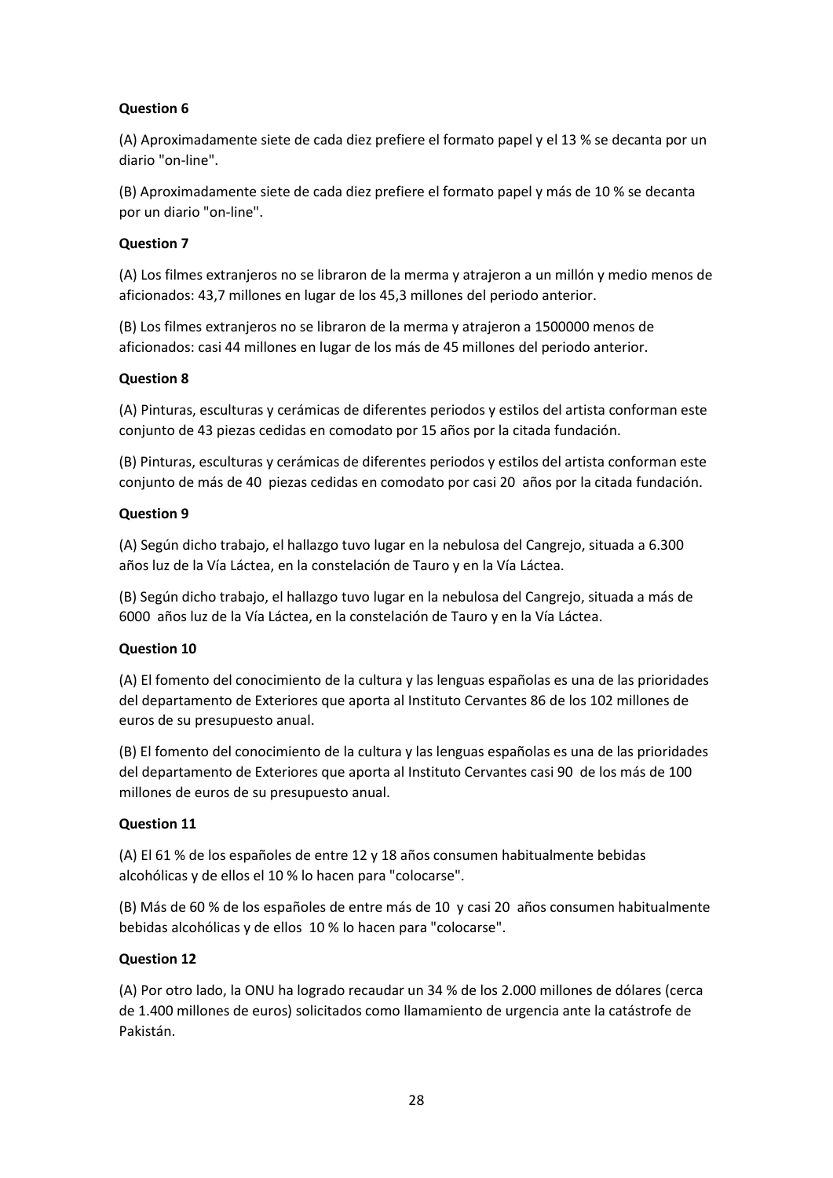**Question 6**

(A) Aproximadamente siete de cada diez prefiere el formato papel y el 13 % se decanta por un diario "on-line".

(B) Aproximadamente siete de cada diez prefiere el formato papel y más de 10 % se decanta por un diario "on-line".

**Question 7**

(A) Los filmes extranjeros no se libraron de la merma y atrajeron a un millón y medio menos de aficionados: 43,7 millones en lugar de los 45,3 millones del periodo anterior.

(B) Los filmes extranjeros no se libraron de la merma y atrajeron a 1500000 menos de aficionados: casi 44 millones en lugar de los más de 45 millones del periodo anterior.

**Question 8**

(A) Pinturas, esculturas y cerámicas de diferentes periodos y estilos del artista conforman este conjunto de 43 piezas cedidas en comodato por 15 años por la citada fundación.

(B) Pinturas, esculturas y cerámicas de diferentes periodos y estilos del artista conforman este conjunto de más de 40 piezas cedidas en comodato por casi 20 años por la citada fundación.

**Question 9**

(A) Según dicho trabajo, el hallazgo tuvo lugar en la nebulosa del Cangrejo, situada a 6.300 años luz de la Vía Láctea, en la constelación de Tauro y en la Vía Láctea.

(B) Según dicho trabajo, el hallazgo tuvo lugar en la nebulosa del Cangrejo, situada a más de 6000 años luz de la Vía Láctea, en la constelación de Tauro y en la Vía Láctea.

**Question 10**

(A) El fomento del conocimiento de la cultura y las lenguas españolas es una de las prioridades del departamento de Exteriores que aporta al Instituto Cervantes 86 de los 102 millones de euros de su presupuesto anual.

(B) El fomento del conocimiento de la cultura y las lenguas españolas es una de las prioridades del departamento de Exteriores que aporta al Instituto Cervantes casi 90 de los más de 100 millones de euros de su presupuesto anual.

**Question 11**

(A) El 61 % de los españoles de entre 12 y 18 años consumen habitualmente bebidas alcohólicas y de ellos el 10 % lo hacen para "colocarse".

(B) Más de 60 % de los españoles de entre más de 10 y casi 20 años consumen habitualmente bebidas alcohólicas y de ellos 10 % lo hacen para "colocarse".

**Question 12**

(A) Por otro lado, la ONU ha logrado recaudar un 34 % de los 2.000 millones de dólares (cerca de 1.400 millones de euros) solicitados como llamamiento de urgencia ante la catástrofe de Pakistán.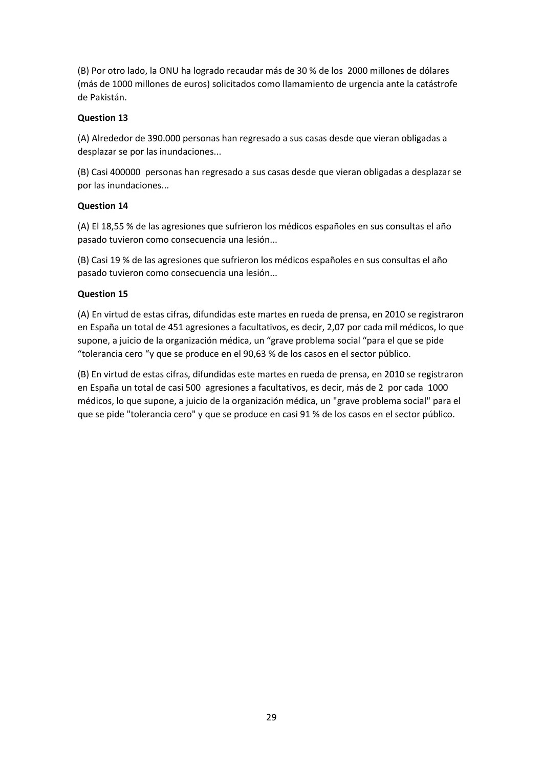(B) Por otro lado, la ONU ha logrado recaudar más de 30 % de los 2000 millones de dólares (más de 1000 millones de euros) solicitados como llamamiento de urgencia ante la catástrofe de Pakistán.

**Question 13**

(A) Alrededor de 390.000 personas han regresado a sus casas desde que vieran obligadas a desplazar se por las inundaciones...

(B) Casi 400000 personas han regresado a sus casas desde que vieran obligadas a desplazar se por las inundaciones...

**Question 14**

(A) El 18,55 % de las agresiones que sufrieron los médicos españoles en sus consultas el año pasado tuvieron como consecuencia una lesión...

(B) Casi 19 % de las agresiones que sufrieron los médicos españoles en sus consultas el año pasado tuvieron como consecuencia una lesión...

**Question 15**

(A) En virtud de estas cifras, difundidas este martes en rueda de prensa, en 2010 se registraron en España un total de 451 agresiones a facultativos, es decir, 2,07 por cada mil médicos, lo que supone, a juicio de la organización médica, un "grave problema social "para el que se pide "tolerancia cero "y que se produce en el 90,63 % de los casos en el sector público.

(B) En virtud de estas cifras, difundidas este martes en rueda de prensa, en 2010 se registraron en España un total de casi 500 agresiones a facultativos, es decir, más de 2 por cada 1000 médicos, lo que supone, a juicio de la organización médica, un "grave problema social" para el que se pide "tolerancia cero" y que se produce en casi 91 % de los casos en el sector público.